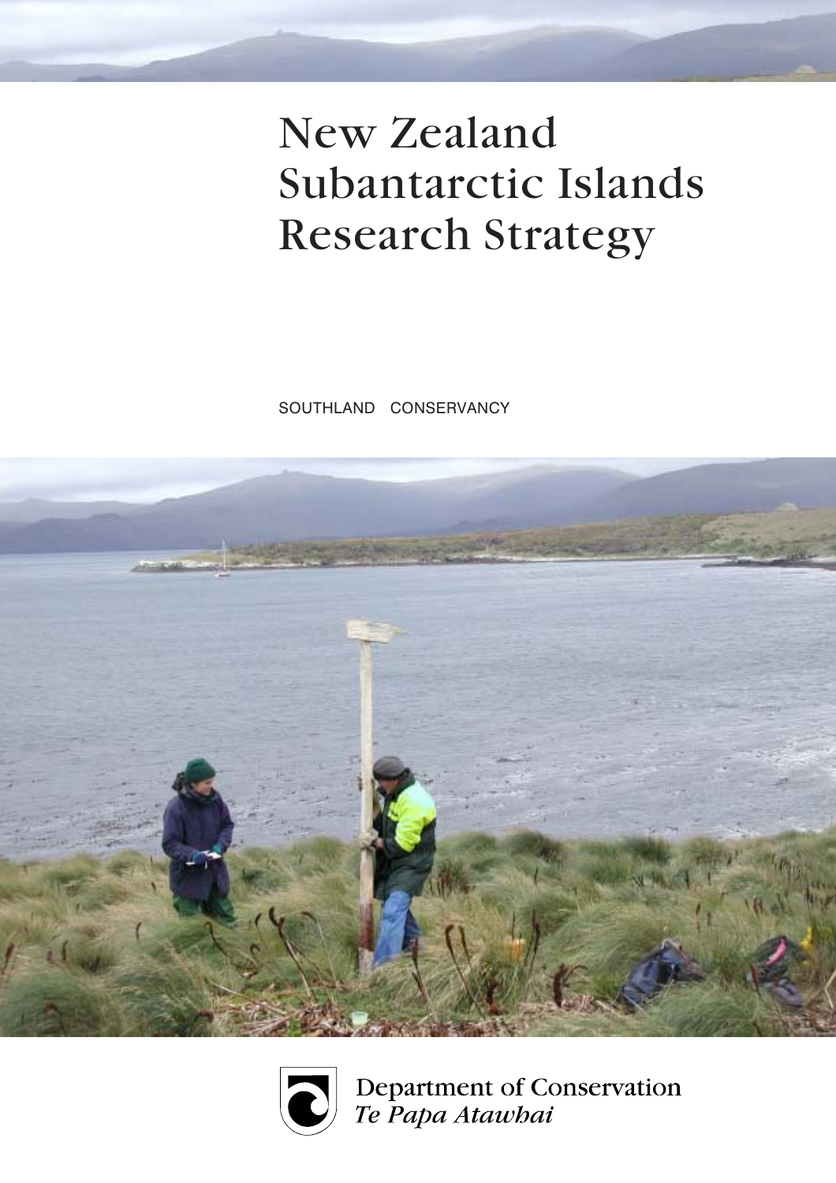# New Zealand Subantarctic Islands Research Strategy

SOUTHLAND CONSERVANCY

Department of Conservation
*Te Papa Atawhai*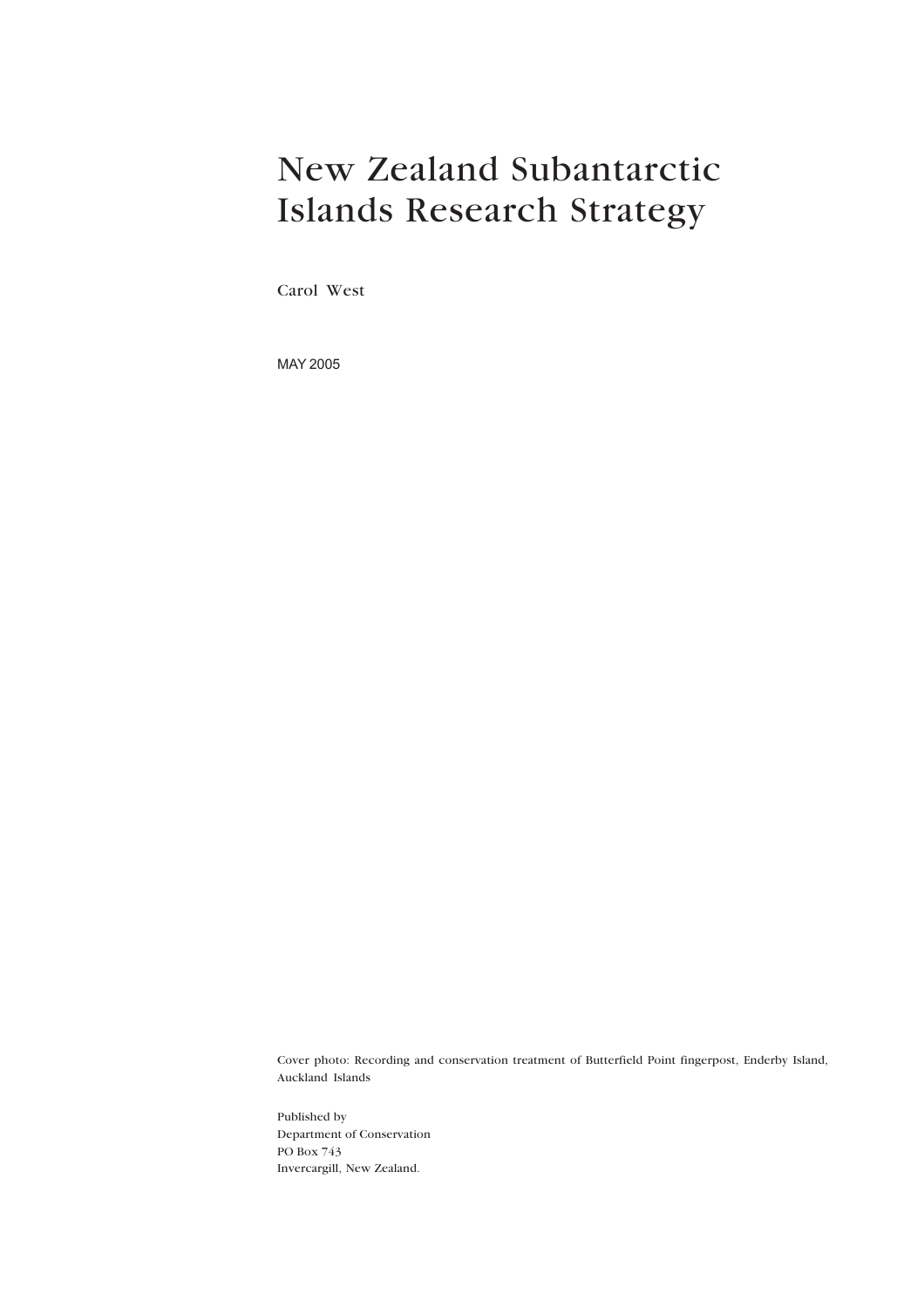# New Zealand Subantarctic Islands Research Strategy

Carol West

MAY 2005

Cover photo: Recording and conservation treatment of Butterfield Point fingerpost, Enderby Island, Auckland Islands

Published by
Department of Conservation
PO Box 743
Invercargill, New Zealand.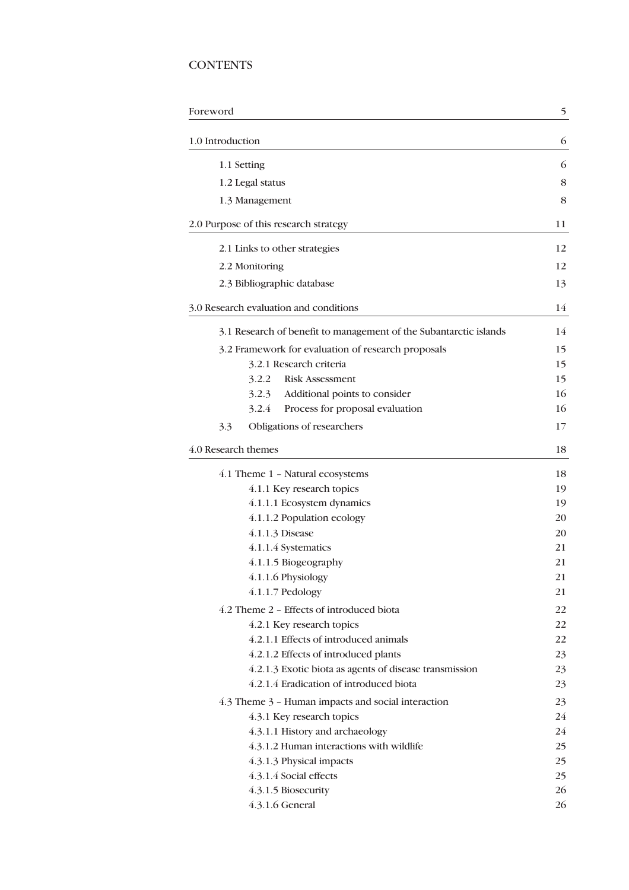# CONTENTS

| | |
|---|---|
| Foreword | 5 |
| 1.0 Introduction | 6 |
| 1.1 Setting | 6 |
| 1.2 Legal status | 8 |
| 1.3 Management | 8 |
| 2.0 Purpose of this research strategy | 11 |
| 2.1 Links to other strategies | 12 |
| 2.2 Monitoring | 12 |
| 2.3 Bibliographic database | 13 |
| 3.0 Research evaluation and conditions | 14 |
| 3.1 Research of benefit to management of the Subantarctic islands | 14 |
| 3.2 Framework for evaluation of research proposals | 15 |
| 3.2.1 Research criteria | 15 |
| 3.2.2 Risk Assessment | 15 |
| 3.2.3 Additional points to consider | 16 |
| 3.2.4 Process for proposal evaluation | 16 |
| 3.3 Obligations of researchers | 17 |
| 4.0 Research themes | 18 |
| 4.1 Theme 1 – Natural ecosystems | 18 |
| 4.1.1 Key research topics | 19 |
| 4.1.1.1 Ecosystem dynamics | 19 |
| 4.1.1.2 Population ecology | 20 |
| 4.1.1.3 Disease | 20 |
| 4.1.1.4 Systematics | 21 |
| 4.1.1.5 Biogeography | 21 |
| 4.1.1.6 Physiology | 21 |
| 4.1.1.7 Pedology | 21 |
| 4.2 Theme 2 – Effects of introduced biota | 22 |
| 4.2.1 Key research topics | 22 |
| 4.2.1.1 Effects of introduced animals | 22 |
| 4.2.1.2 Effects of introduced plants | 23 |
| 4.2.1.3 Exotic biota as agents of disease transmission | 23 |
| 4.2.1.4 Eradication of introduced biota | 23 |
| 4.3 Theme 3 – Human impacts and social interaction | 23 |
| 4.3.1 Key research topics | 24 |
| 4.3.1.1 History and archaeology | 24 |
| 4.3.1.2 Human interactions with wildlife | 25 |
| 4.3.1.3 Physical impacts | 25 |
| 4.3.1.4 Social effects | 25 |
| 4.3.1.5 Biosecurity | 26 |
| 4.3.1.6 General | 26 |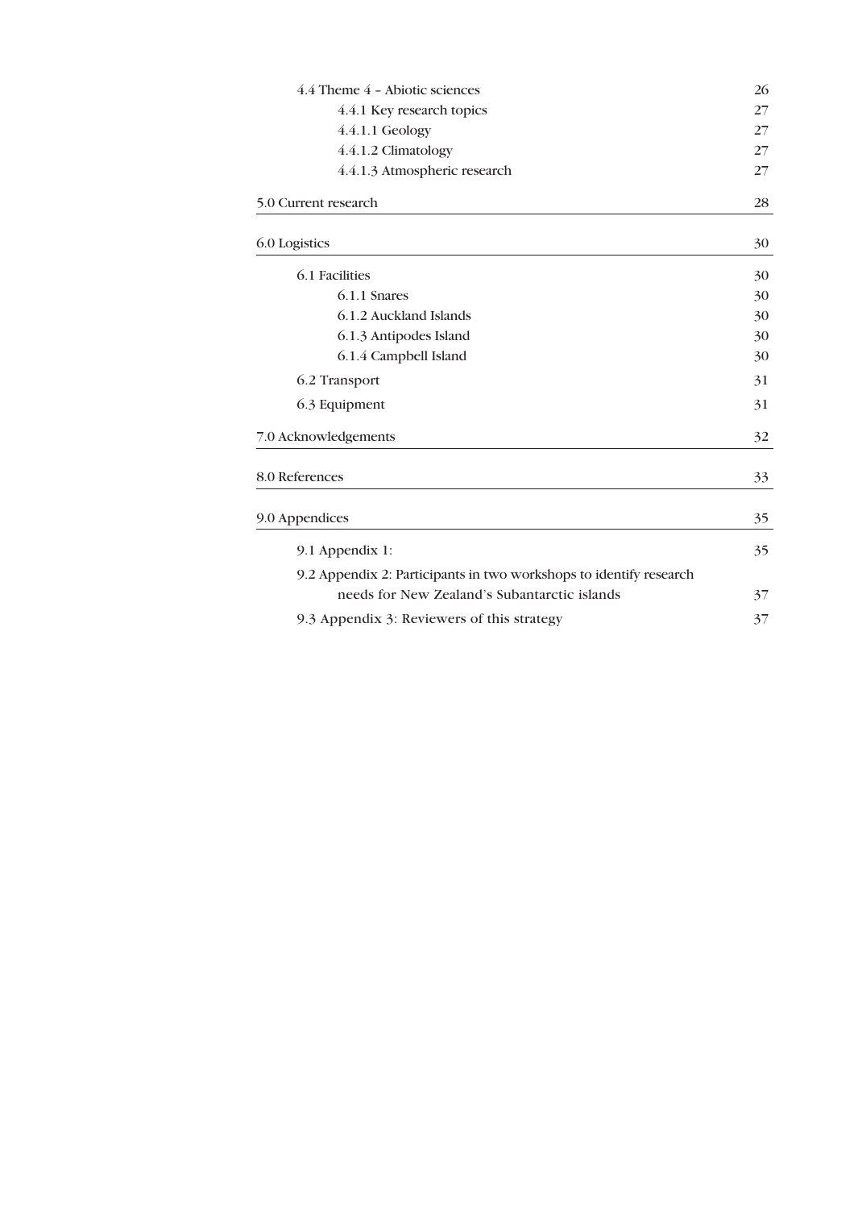4.4 Theme 4 – Abiotic sciences 26

4.4.1 Key research topics 27

4.4.1.1 Geology 27

4.4.1.2 Climatology 27

4.4.1.3 Atmospheric research 27

5.0 Current research 28

6.0 Logistics 30

6.1 Facilities 30

6.1.1 Snares 30

6.1.2 Auckland Islands 30

6.1.3 Antipodes Island 30

6.1.4 Campbell Island 30

6.2 Transport 31

6.3 Equipment 31

7.0 Acknowledgements 32

8.0 References 33

9.0 Appendices 35

9.1 Appendix 1: 35

9.2 Appendix 2: Participants in two workshops to identify research needs for New Zealand's Subantarctic islands 37

9.3 Appendix 3: Reviewers of this strategy 37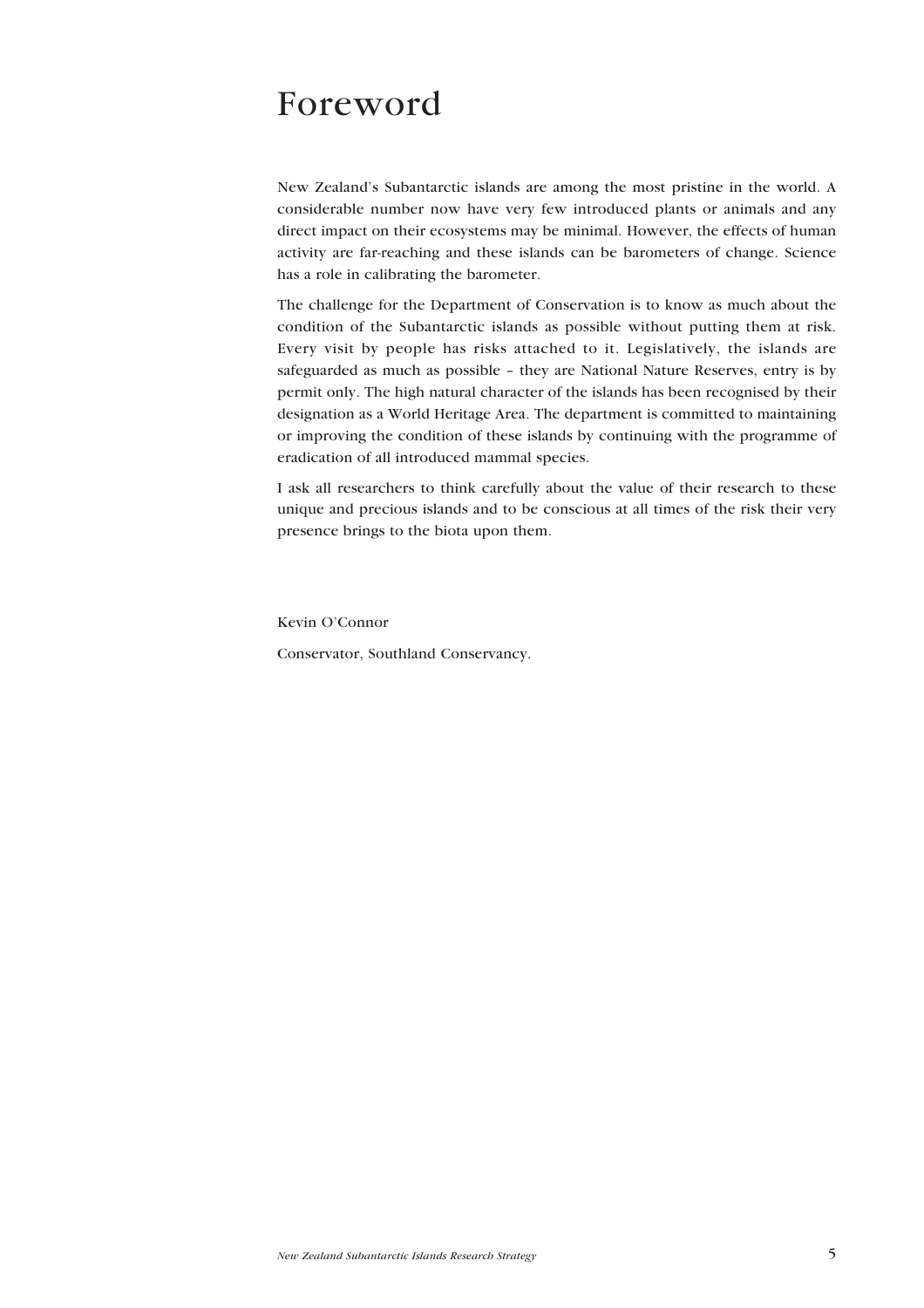# Foreword

New Zealand's Subantarctic islands are among the most pristine in the world. A considerable number now have very few introduced plants or animals and any direct impact on their ecosystems may be minimal. However, the effects of human activity are far-reaching and these islands can be barometers of change. Science has a role in calibrating the barometer.

The challenge for the Department of Conservation is to know as much about the condition of the Subantarctic islands as possible without putting them at risk. Every visit by people has risks attached to it. Legislatively, the islands are safeguarded as much as possible – they are National Nature Reserves, entry is by permit only. The high natural character of the islands has been recognised by their designation as a World Heritage Area. The department is committed to maintaining or improving the condition of these islands by continuing with the programme of eradication of all introduced mammal species.

I ask all researchers to think carefully about the value of their research to these unique and precious islands and to be conscious at all times of the risk their very presence brings to the biota upon them.

Kevin O'Connor

Conservator, Southland Conservancy.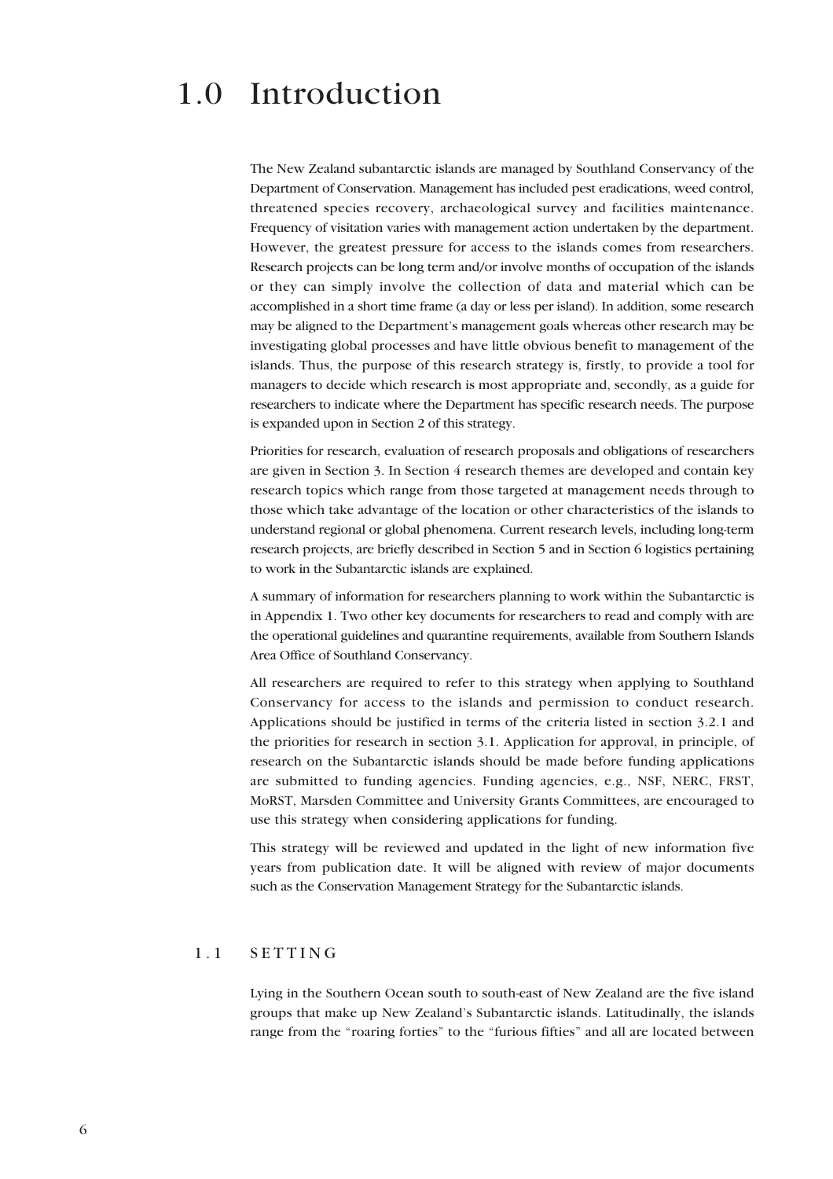# 1.0 Introduction

The New Zealand subantarctic islands are managed by Southland Conservancy of the Department of Conservation. Management has included pest eradications, weed control, threatened species recovery, archaeological survey and facilities maintenance. Frequency of visitation varies with management action undertaken by the department. However, the greatest pressure for access to the islands comes from researchers. Research projects can be long term and/or involve months of occupation of the islands or they can simply involve the collection of data and material which can be accomplished in a short time frame (a day or less per island). In addition, some research may be aligned to the Department's management goals whereas other research may be investigating global processes and have little obvious benefit to management of the islands. Thus, the purpose of this research strategy is, firstly, to provide a tool for managers to decide which research is most appropriate and, secondly, as a guide for researchers to indicate where the Department has specific research needs. The purpose is expanded upon in Section 2 of this strategy.

Priorities for research, evaluation of research proposals and obligations of researchers are given in Section 3. In Section 4 research themes are developed and contain key research topics which range from those targeted at management needs through to those which take advantage of the location or other characteristics of the islands to understand regional or global phenomena. Current research levels, including long-term research projects, are briefly described in Section 5 and in Section 6 logistics pertaining to work in the Subantarctic islands are explained.

A summary of information for researchers planning to work within the Subantarctic is in Appendix 1. Two other key documents for researchers to read and comply with are the operational guidelines and quarantine requirements, available from Southern Islands Area Office of Southland Conservancy.

All researchers are required to refer to this strategy when applying to Southland Conservancy for access to the islands and permission to conduct research. Applications should be justified in terms of the criteria listed in section 3.2.1 and the priorities for research in section 3.1. Application for approval, in principle, of research on the Subantarctic islands should be made before funding applications are submitted to funding agencies. Funding agencies, e.g., NSF, NERC, FRST, MoRST, Marsden Committee and University Grants Committees, are encouraged to use this strategy when considering applications for funding.

This strategy will be reviewed and updated in the light of new information five years from publication date. It will be aligned with review of major documents such as the Conservation Management Strategy for the Subantarctic islands.

## 1.1 SETTING

Lying in the Southern Ocean south to south-east of New Zealand are the five island groups that make up New Zealand's Subantarctic islands. Latitudinally, the islands range from the "roaring forties" to the "furious fifties" and all are located between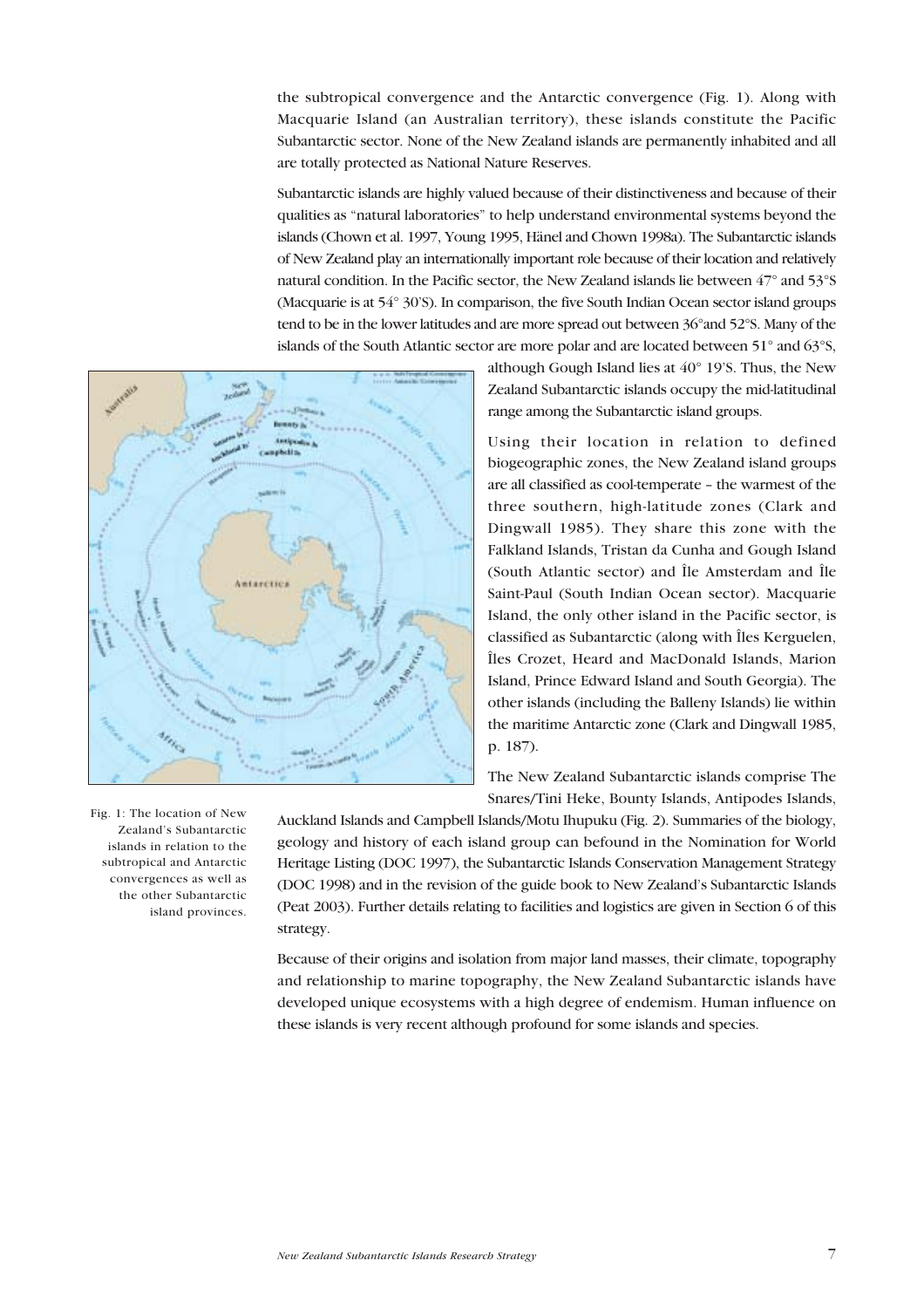the subtropical convergence and the Antarctic convergence (Fig. 1). Along with Macquarie Island (an Australian territory), these islands constitute the Pacific Subantarctic sector. None of the New Zealand islands are permanently inhabited and all are totally protected as National Nature Reserves.

Subantarctic islands are highly valued because of their distinctiveness and because of their qualities as "natural laboratories" to help understand environmental systems beyond the islands (Chown et al. 1997, Young 1995, Hänel and Chown 1998a). The Subantarctic islands of New Zealand play an internationally important role because of their location and relatively natural condition. In the Pacific sector, the New Zealand islands lie between 47° and 53°S (Macquarie is at 54° 30'S). In comparison, the five South Indian Ocean sector island groups tend to be in the lower latitudes and are more spread out between 36°and 52°S. Many of the islands of the South Atlantic sector are more polar and are located between 51° and 63°S, although Gough Island lies at 40° 19'S. Thus, the New Zealand Subantarctic islands occupy the mid-latitudinal range among the Subantarctic island groups.

Using their location in relation to defined biogeographic zones, the New Zealand island groups are all classified as cool-temperate – the warmest of the three southern, high-latitude zones (Clark and Dingwall 1985). They share this zone with the Falkland Islands, Tristan da Cunha and Gough Island (South Atlantic sector) and Île Amsterdam and Île Saint-Paul (South Indian Ocean sector). Macquarie Island, the only other island in the Pacific sector, is classified as Subantarctic (along with Îles Kerguelen, Îles Crozet, Heard and MacDonald Islands, Marion Island, Prince Edward Island and South Georgia). The other islands (including the Balleny Islands) lie within the maritime Antarctic zone (Clark and Dingwall 1985, p. 187).

Fig. 1: The location of New Zealand's Subantarctic islands in relation to the subtropical and Antarctic convergences as well as the other Subantarctic island provinces.

The New Zealand Subantarctic islands comprise The Snares/Tini Heke, Bounty Islands, Antipodes Islands, Auckland Islands and Campbell Islands/Motu Ihupuku (Fig. 2). Summaries of the biology, geology and history of each island group can befound in the Nomination for World Heritage Listing (DOC 1997), the Subantarctic Islands Conservation Management Strategy (DOC 1998) and in the revision of the guide book to New Zealand's Subantarctic Islands (Peat 2003). Further details relating to facilities and logistics are given in Section 6 of this strategy.

Because of their origins and isolation from major land masses, their climate, topography and relationship to marine topography, the New Zealand Subantarctic islands have developed unique ecosystems with a high degree of endemism. Human influence on these islands is very recent although profound for some islands and species.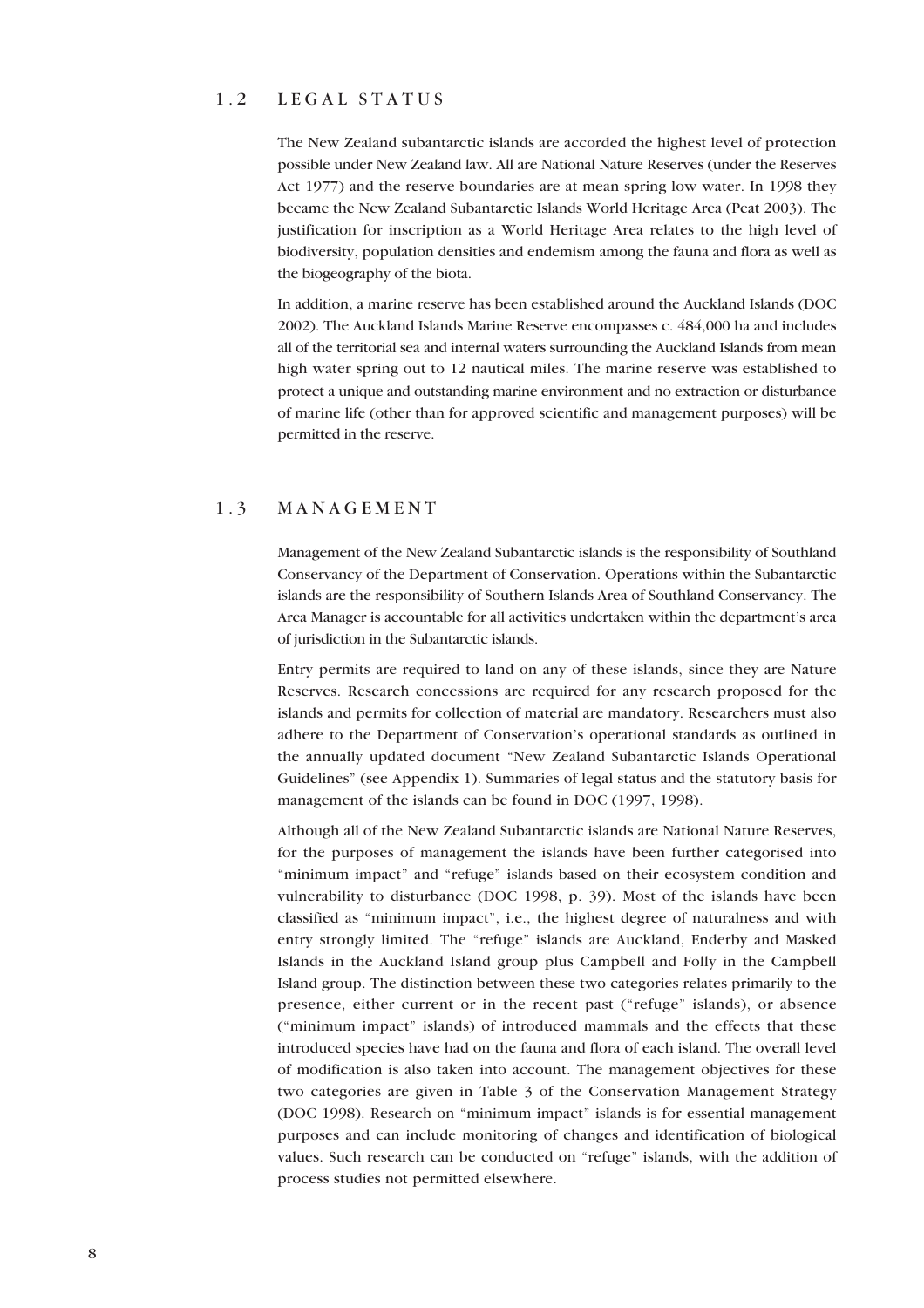## 1.2 LEGAL STATUS

The New Zealand subantarctic islands are accorded the highest level of protection possible under New Zealand law. All are National Nature Reserves (under the Reserves Act 1977) and the reserve boundaries are at mean spring low water. In 1998 they became the New Zealand Subantarctic Islands World Heritage Area (Peat 2003). The justification for inscription as a World Heritage Area relates to the high level of biodiversity, population densities and endemism among the fauna and flora as well as the biogeography of the biota.

In addition, a marine reserve has been established around the Auckland Islands (DOC 2002). The Auckland Islands Marine Reserve encompasses c. 484,000 ha and includes all of the territorial sea and internal waters surrounding the Auckland Islands from mean high water spring out to 12 nautical miles. The marine reserve was established to protect a unique and outstanding marine environment and no extraction or disturbance of marine life (other than for approved scientific and management purposes) will be permitted in the reserve.

## 1.3 MANAGEMENT

Management of the New Zealand Subantarctic islands is the responsibility of Southland Conservancy of the Department of Conservation. Operations within the Subantarctic islands are the responsibility of Southern Islands Area of Southland Conservancy. The Area Manager is accountable for all activities undertaken within the department's area of jurisdiction in the Subantarctic islands.

Entry permits are required to land on any of these islands, since they are Nature Reserves. Research concessions are required for any research proposed for the islands and permits for collection of material are mandatory. Researchers must also adhere to the Department of Conservation's operational standards as outlined in the annually updated document "New Zealand Subantarctic Islands Operational Guidelines" (see Appendix 1). Summaries of legal status and the statutory basis for management of the islands can be found in DOC (1997, 1998).

Although all of the New Zealand Subantarctic islands are National Nature Reserves, for the purposes of management the islands have been further categorised into "minimum impact" and "refuge" islands based on their ecosystem condition and vulnerability to disturbance (DOC 1998, p. 39). Most of the islands have been classified as "minimum impact", i.e., the highest degree of naturalness and with entry strongly limited. The "refuge" islands are Auckland, Enderby and Masked Islands in the Auckland Island group plus Campbell and Folly in the Campbell Island group. The distinction between these two categories relates primarily to the presence, either current or in the recent past ("refuge" islands), or absence ("minimum impact" islands) of introduced mammals and the effects that these introduced species have had on the fauna and flora of each island. The overall level of modification is also taken into account. The management objectives for these two categories are given in Table 3 of the Conservation Management Strategy (DOC 1998). Research on "minimum impact" islands is for essential management purposes and can include monitoring of changes and identification of biological values. Such research can be conducted on "refuge" islands, with the addition of process studies not permitted elsewhere.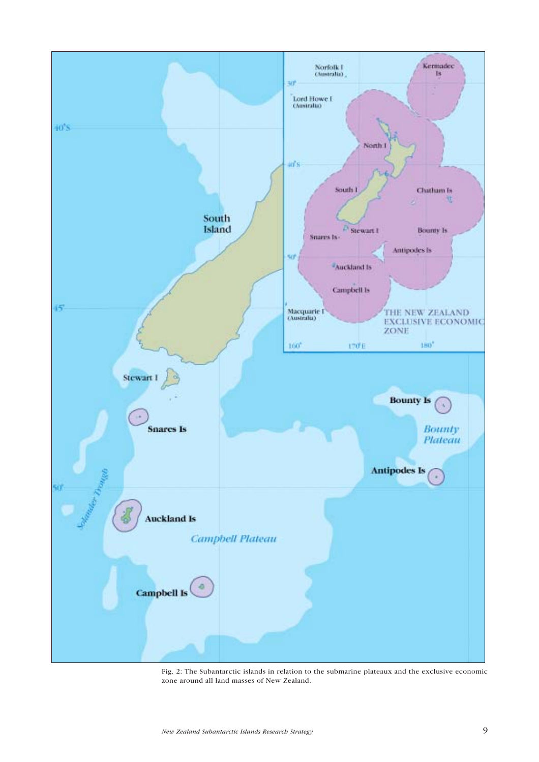Fig. 2: The Subantarctic islands in relation to the submarine plateaux and the exclusive economic zone around all land masses of New Zealand.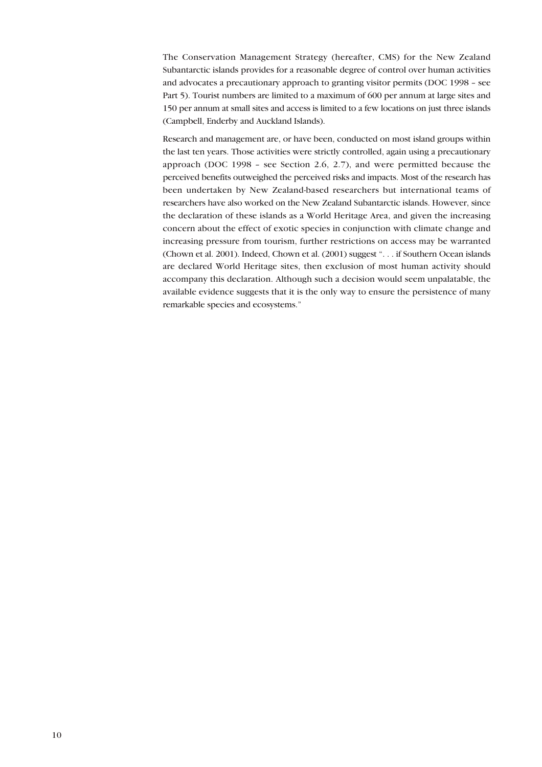The Conservation Management Strategy (hereafter, CMS) for the New Zealand Subantarctic islands provides for a reasonable degree of control over human activities and advocates a precautionary approach to granting visitor permits (DOC 1998 – see Part 5). Tourist numbers are limited to a maximum of 600 per annum at large sites and 150 per annum at small sites and access is limited to a few locations on just three islands (Campbell, Enderby and Auckland Islands).

Research and management are, or have been, conducted on most island groups within the last ten years. Those activities were strictly controlled, again using a precautionary approach (DOC 1998 – see Section 2.6, 2.7), and were permitted because the perceived benefits outweighed the perceived risks and impacts. Most of the research has been undertaken by New Zealand-based researchers but international teams of researchers have also worked on the New Zealand Subantarctic islands. However, since the declaration of these islands as a World Heritage Area, and given the increasing concern about the effect of exotic species in conjunction with climate change and increasing pressure from tourism, further restrictions on access may be warranted (Chown et al. 2001). Indeed, Chown et al. (2001) suggest ". . . if Southern Ocean islands are declared World Heritage sites, then exclusion of most human activity should accompany this declaration. Although such a decision would seem unpalatable, the available evidence suggests that it is the only way to ensure the persistence of many remarkable species and ecosystems."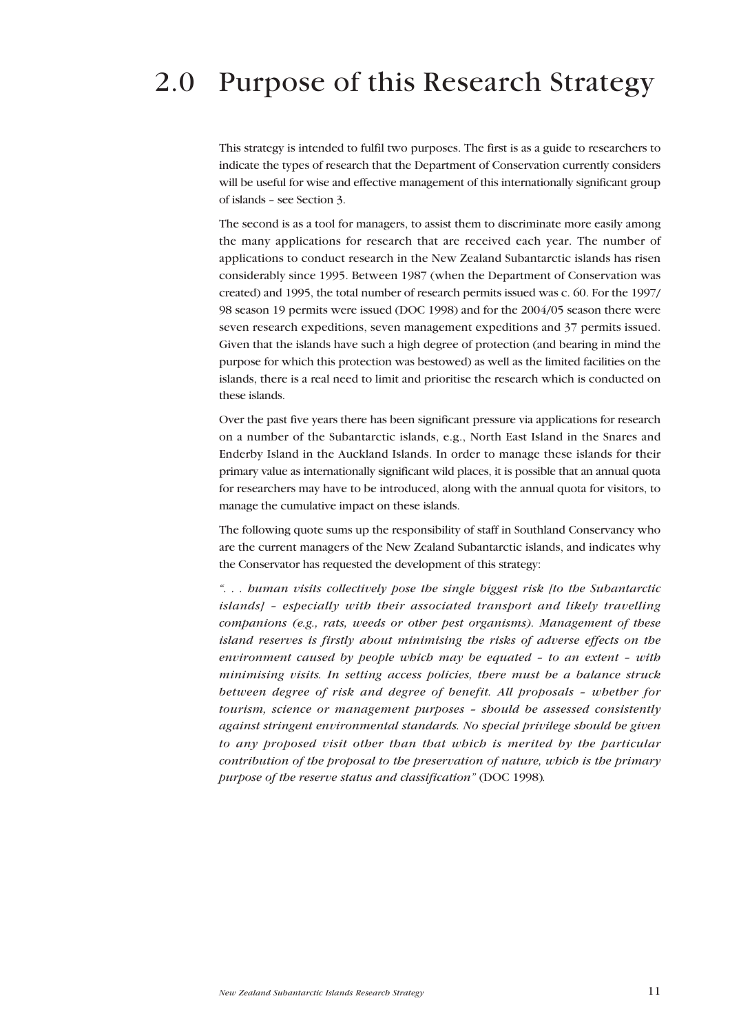# 2.0 Purpose of this Research Strategy

This strategy is intended to fulfil two purposes. The first is as a guide to researchers to indicate the types of research that the Department of Conservation currently considers will be useful for wise and effective management of this internationally significant group of islands – see Section 3.

The second is as a tool for managers, to assist them to discriminate more easily among the many applications for research that are received each year. The number of applications to conduct research in the New Zealand Subantarctic islands has risen considerably since 1995. Between 1987 (when the Department of Conservation was created) and 1995, the total number of research permits issued was c. 60. For the 1997/98 season 19 permits were issued (DOC 1998) and for the 2004/05 season there were seven research expeditions, seven management expeditions and 37 permits issued. Given that the islands have such a high degree of protection (and bearing in mind the purpose for which this protection was bestowed) as well as the limited facilities on the islands, there is a real need to limit and prioritise the research which is conducted on these islands.

Over the past five years there has been significant pressure via applications for research on a number of the Subantarctic islands, e.g., North East Island in the Snares and Enderby Island in the Auckland Islands. In order to manage these islands for their primary value as internationally significant wild places, it is possible that an annual quota for researchers may have to be introduced, along with the annual quota for visitors, to manage the cumulative impact on these islands.

The following quote sums up the responsibility of staff in Southland Conservancy who are the current managers of the New Zealand Subantarctic islands, and indicates why the Conservator has requested the development of this strategy:

*". . . human visits collectively pose the single biggest risk [to the Subantarctic islands] – especially with their associated transport and likely travelling companions (e.g., rats, weeds or other pest organisms). Management of these island reserves is firstly about minimising the risks of adverse effects on the environment caused by people which may be equated – to an extent – with minimising visits. In setting access policies, there must be a balance struck between degree of risk and degree of benefit. All proposals – whether for tourism, science or management purposes – should be assessed consistently against stringent environmental standards. No special privilege should be given to any proposed visit other than that which is merited by the particular contribution of the proposal to the preservation of nature, which is the primary purpose of the reserve status and classification"* (DOC 1998).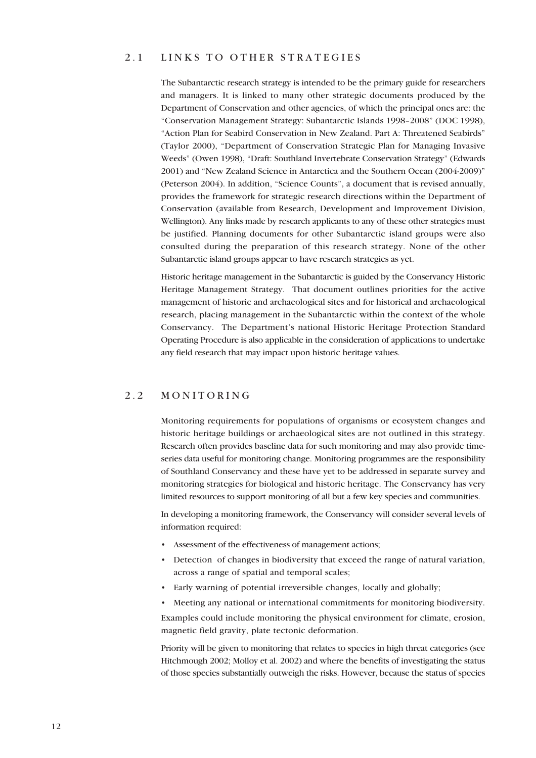## 2.1 LINKS TO OTHER STRATEGIES

The Subantarctic research strategy is intended to be the primary guide for researchers and managers. It is linked to many other strategic documents produced by the Department of Conservation and other agencies, of which the principal ones are: the "Conservation Management Strategy: Subantarctic Islands 1998–2008" (DOC 1998), "Action Plan for Seabird Conservation in New Zealand. Part A: Threatened Seabirds" (Taylor 2000), "Department of Conservation Strategic Plan for Managing Invasive Weeds" (Owen 1998), "Draft: Southland Invertebrate Conservation Strategy" (Edwards 2001) and "New Zealand Science in Antarctica and the Southern Ocean (2004-2009)" (Peterson 2004). In addition, "Science Counts", a document that is revised annually, provides the framework for strategic research directions within the Department of Conservation (available from Research, Development and Improvement Division, Wellington). Any links made by research applicants to any of these other strategies must be justified. Planning documents for other Subantarctic island groups were also consulted during the preparation of this research strategy. None of the other Subantarctic island groups appear to have research strategies as yet.

Historic heritage management in the Subantarctic is guided by the Conservancy Historic Heritage Management Strategy. That document outlines priorities for the active management of historic and archaeological sites and for historical and archaeological research, placing management in the Subantarctic within the context of the whole Conservancy. The Department's national Historic Heritage Protection Standard Operating Procedure is also applicable in the consideration of applications to undertake any field research that may impact upon historic heritage values.

## 2.2 MONITORING

Monitoring requirements for populations of organisms or ecosystem changes and historic heritage buildings or archaeological sites are not outlined in this strategy. Research often provides baseline data for such monitoring and may also provide time-series data useful for monitoring change. Monitoring programmes are the responsibility of Southland Conservancy and these have yet to be addressed in separate survey and monitoring strategies for biological and historic heritage. The Conservancy has very limited resources to support monitoring of all but a few key species and communities.

In developing a monitoring framework, the Conservancy will consider several levels of information required:

- Assessment of the effectiveness of management actions;
- Detection of changes in biodiversity that exceed the range of natural variation, across a range of spatial and temporal scales;
- Early warning of potential irreversible changes, locally and globally;
- Meeting any national or international commitments for monitoring biodiversity.

Examples could include monitoring the physical environment for climate, erosion, magnetic field gravity, plate tectonic deformation.

Priority will be given to monitoring that relates to species in high threat categories (see Hitchmough 2002; Molloy et al. 2002) and where the benefits of investigating the status of those species substantially outweigh the risks. However, because the status of species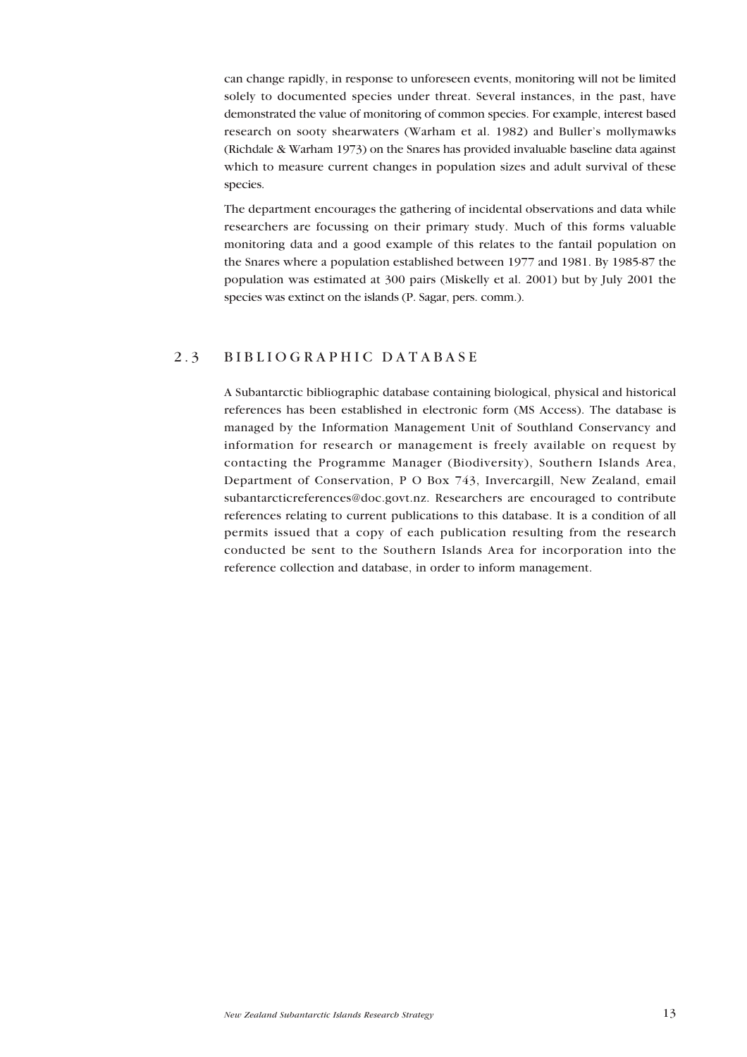can change rapidly, in response to unforeseen events, monitoring will not be limited solely to documented species under threat. Several instances, in the past, have demonstrated the value of monitoring of common species. For example, interest based research on sooty shearwaters (Warham et al. 1982) and Buller's mollymawks (Richdale & Warham 1973) on the Snares has provided invaluable baseline data against which to measure current changes in population sizes and adult survival of these species.

The department encourages the gathering of incidental observations and data while researchers are focussing on their primary study. Much of this forms valuable monitoring data and a good example of this relates to the fantail population on the Snares where a population established between 1977 and 1981. By 1985-87 the population was estimated at 300 pairs (Miskelly et al. 2001) but by July 2001 the species was extinct on the islands (P. Sagar, pers. comm.).

## 2.3 BIBLIOGRAPHIC DATABASE

A Subantarctic bibliographic database containing biological, physical and historical references has been established in electronic form (MS Access). The database is managed by the Information Management Unit of Southland Conservancy and information for research or management is freely available on request by contacting the Programme Manager (Biodiversity), Southern Islands Area, Department of Conservation, P O Box 743, Invercargill, New Zealand, email subantarcticreferences@doc.govt.nz. Researchers are encouraged to contribute references relating to current publications to this database. It is a condition of all permits issued that a copy of each publication resulting from the research conducted be sent to the Southern Islands Area for incorporation into the reference collection and database, in order to inform management.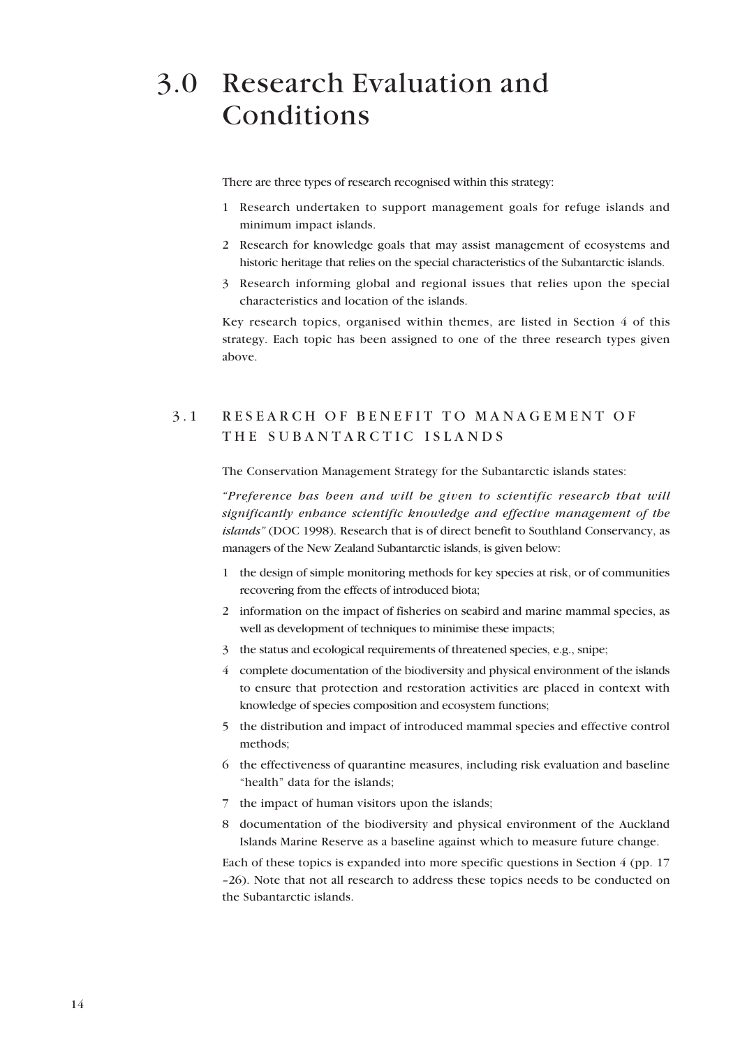# 3.0 Research Evaluation and Conditions

There are three types of research recognised within this strategy:

1. Research undertaken to support management goals for refuge islands and minimum impact islands.
2. Research for knowledge goals that may assist management of ecosystems and historic heritage that relies on the special characteristics of the Subantarctic islands.
3. Research informing global and regional issues that relies upon the special characteristics and location of the islands.

Key research topics, organised within themes, are listed in Section 4 of this strategy. Each topic has been assigned to one of the three research types given above.

## 3.1 RESEARCH OF BENEFIT TO MANAGEMENT OF THE SUBANTARCTIC ISLANDS

The Conservation Management Strategy for the Subantarctic islands states:

*"Preference has been and will be given to scientific research that will significantly enhance scientific knowledge and effective management of the islands"* (DOC 1998). Research that is of direct benefit to Southland Conservancy, as managers of the New Zealand Subantarctic islands, is given below:

1. the design of simple monitoring methods for key species at risk, or of communities recovering from the effects of introduced biota;
2. information on the impact of fisheries on seabird and marine mammal species, as well as development of techniques to minimise these impacts;
3. the status and ecological requirements of threatened species, e.g., snipe;
4. complete documentation of the biodiversity and physical environment of the islands to ensure that protection and restoration activities are placed in context with knowledge of species composition and ecosystem functions;
5. the distribution and impact of introduced mammal species and effective control methods;
6. the effectiveness of quarantine measures, including risk evaluation and baseline "health" data for the islands;
7. the impact of human visitors upon the islands;
8. documentation of the biodiversity and physical environment of the Auckland Islands Marine Reserve as a baseline against which to measure future change.

Each of these topics is expanded into more specific questions in Section 4 (pp. 17 –26). Note that not all research to address these topics needs to be conducted on the Subantarctic islands.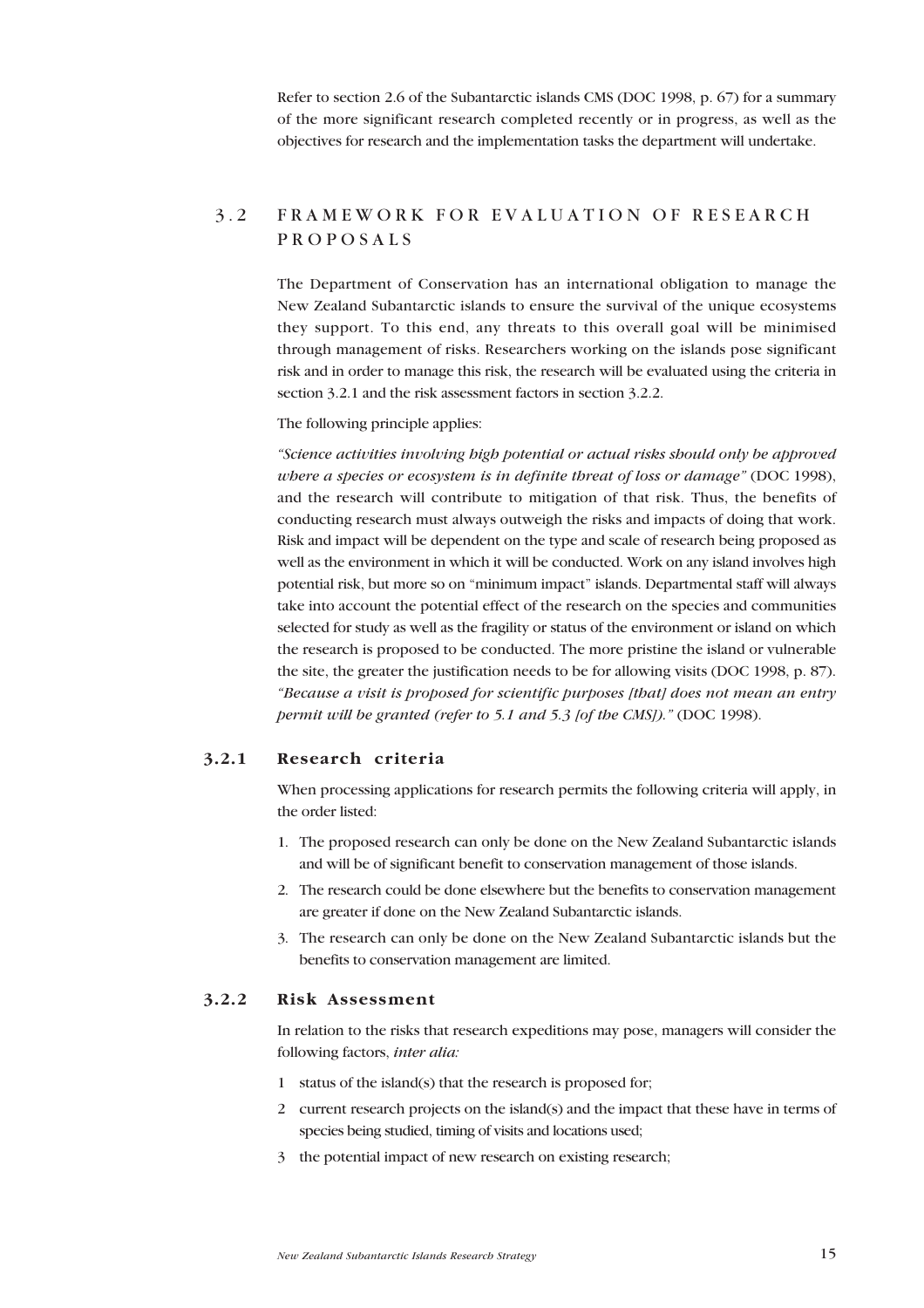Refer to section 2.6 of the Subantarctic islands CMS (DOC 1998, p. 67) for a summary of the more significant research completed recently or in progress, as well as the objectives for research and the implementation tasks the department will undertake.

## 3.2 FRAMEWORK FOR EVALUATION OF RESEARCH PROPOSALS

The Department of Conservation has an international obligation to manage the New Zealand Subantarctic islands to ensure the survival of the unique ecosystems they support. To this end, any threats to this overall goal will be minimised through management of risks. Researchers working on the islands pose significant risk and in order to manage this risk, the research will be evaluated using the criteria in section 3.2.1 and the risk assessment factors in section 3.2.2.

The following principle applies:

*"Science activities involving high potential or actual risks should only be approved where a species or ecosystem is in definite threat of loss or damage"* (DOC 1998), and the research will contribute to mitigation of that risk. Thus, the benefits of conducting research must always outweigh the risks and impacts of doing that work. Risk and impact will be dependent on the type and scale of research being proposed as well as the environment in which it will be conducted. Work on any island involves high potential risk, but more so on "minimum impact" islands. Departmental staff will always take into account the potential effect of the research on the species and communities selected for study as well as the fragility or status of the environment or island on which the research is proposed to be conducted. The more pristine the island or vulnerable the site, the greater the justification needs to be for allowing visits (DOC 1998, p. 87). *"Because a visit is proposed for scientific purposes [that] does not mean an entry permit will be granted (refer to 5.1 and 5.3 [of the CMS])."* (DOC 1998).

### 3.2.1 Research criteria

When processing applications for research permits the following criteria will apply, in the order listed:

1. The proposed research can only be done on the New Zealand Subantarctic islands and will be of significant benefit to conservation management of those islands.
2. The research could be done elsewhere but the benefits to conservation management are greater if done on the New Zealand Subantarctic islands.
3. The research can only be done on the New Zealand Subantarctic islands but the benefits to conservation management are limited.

### 3.2.2 Risk Assessment

In relation to the risks that research expeditions may pose, managers will consider the following factors, *inter alia:*

1 status of the island(s) that the research is proposed for;

2 current research projects on the island(s) and the impact that these have in terms of species being studied, timing of visits and locations used;

3 the potential impact of new research on existing research;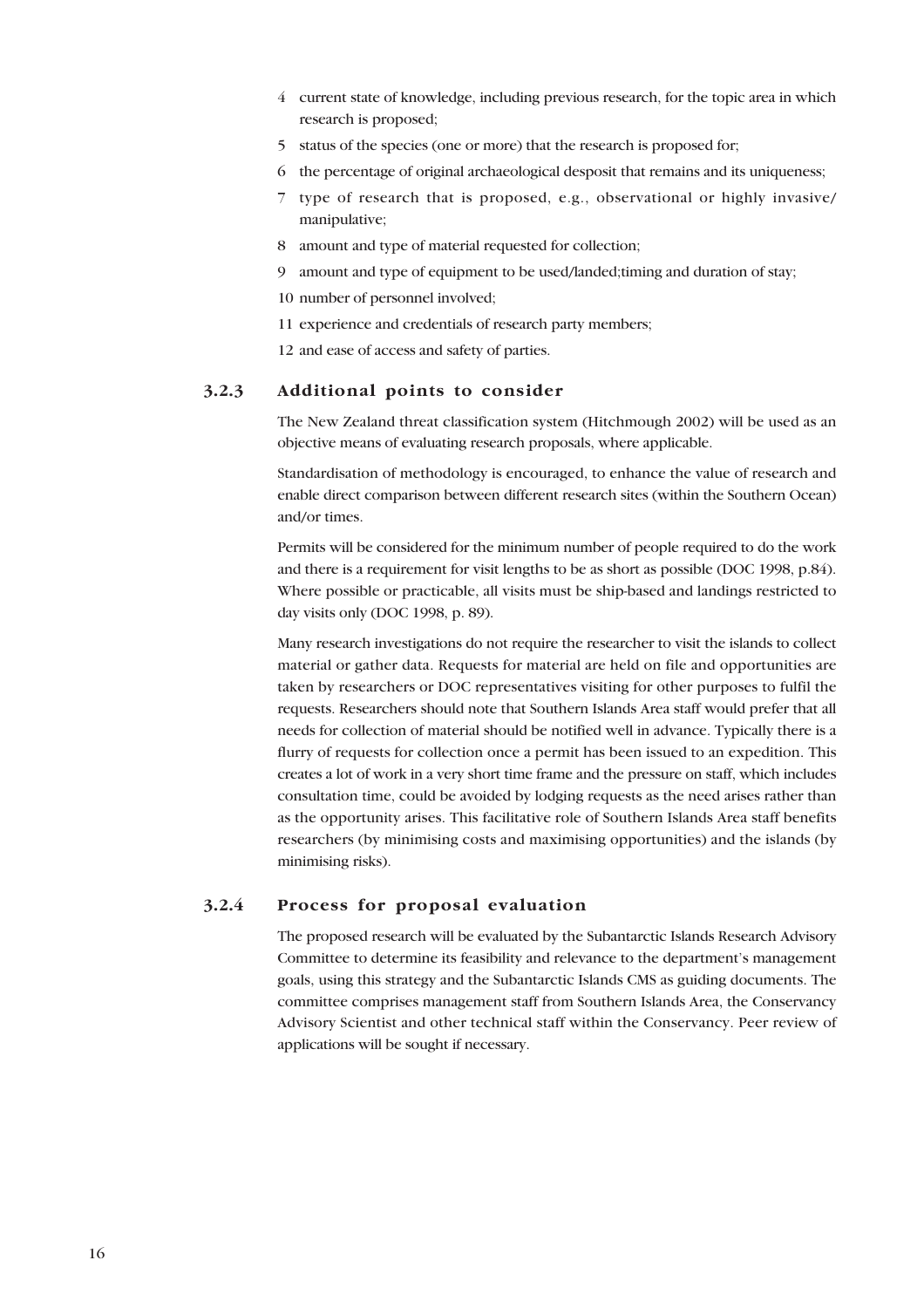4. current state of knowledge, including previous research, for the topic area in which research is proposed;
5. status of the species (one or more) that the research is proposed for;
6. the percentage of original archaeological desposit that remains and its uniqueness;
7. type of research that is proposed, e.g., observational or highly invasive/manipulative;
8. amount and type of material requested for collection;
9. amount and type of equipment to be used/landed;timing and duration of stay;
10. number of personnel involved;
11. experience and credentials of research party members;
12. and ease of access and safety of parties.

### 3.2.3 Additional points to consider

The New Zealand threat classification system (Hitchmough 2002) will be used as an objective means of evaluating research proposals, where applicable.

Standardisation of methodology is encouraged, to enhance the value of research and enable direct comparison between different research sites (within the Southern Ocean) and/or times.

Permits will be considered for the minimum number of people required to do the work and there is a requirement for visit lengths to be as short as possible (DOC 1998, p.84). Where possible or practicable, all visits must be ship-based and landings restricted to day visits only (DOC 1998, p. 89).

Many research investigations do not require the researcher to visit the islands to collect material or gather data. Requests for material are held on file and opportunities are taken by researchers or DOC representatives visiting for other purposes to fulfil the requests. Researchers should note that Southern Islands Area staff would prefer that all needs for collection of material should be notified well in advance. Typically there is a flurry of requests for collection once a permit has been issued to an expedition. This creates a lot of work in a very short time frame and the pressure on staff, which includes consultation time, could be avoided by lodging requests as the need arises rather than as the opportunity arises. This facilitative role of Southern Islands Area staff benefits researchers (by minimising costs and maximising opportunities) and the islands (by minimising risks).

### 3.2.4 Process for proposal evaluation

The proposed research will be evaluated by the Subantarctic Islands Research Advisory Committee to determine its feasibility and relevance to the department's management goals, using this strategy and the Subantarctic Islands CMS as guiding documents. The committee comprises management staff from Southern Islands Area, the Conservancy Advisory Scientist and other technical staff within the Conservancy. Peer review of applications will be sought if necessary.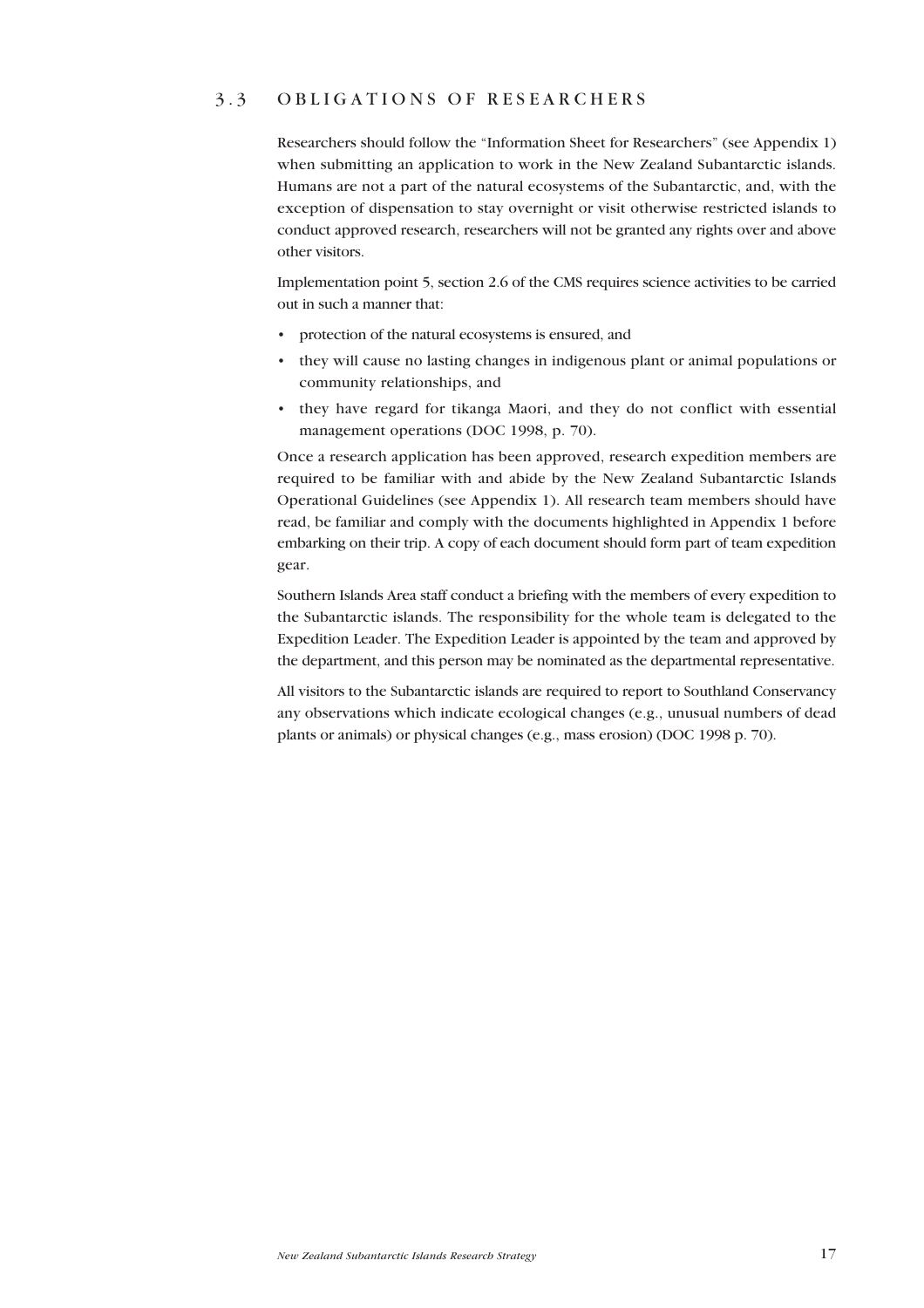## 3.3 OBLIGATIONS OF RESEARCHERS

Researchers should follow the "Information Sheet for Researchers" (see Appendix 1) when submitting an application to work in the New Zealand Subantarctic islands. Humans are not a part of the natural ecosystems of the Subantarctic, and, with the exception of dispensation to stay overnight or visit otherwise restricted islands to conduct approved research, researchers will not be granted any rights over and above other visitors.

Implementation point 5, section 2.6 of the CMS requires science activities to be carried out in such a manner that:

- protection of the natural ecosystems is ensured, and
- they will cause no lasting changes in indigenous plant or animal populations or community relationships, and
- they have regard for tikanga Maori, and they do not conflict with essential management operations (DOC 1998, p. 70).

Once a research application has been approved, research expedition members are required to be familiar with and abide by the New Zealand Subantarctic Islands Operational Guidelines (see Appendix 1). All research team members should have read, be familiar and comply with the documents highlighted in Appendix 1 before embarking on their trip. A copy of each document should form part of team expedition gear.

Southern Islands Area staff conduct a briefing with the members of every expedition to the Subantarctic islands. The responsibility for the whole team is delegated to the Expedition Leader. The Expedition Leader is appointed by the team and approved by the department, and this person may be nominated as the departmental representative.

All visitors to the Subantarctic islands are required to report to Southland Conservancy any observations which indicate ecological changes (e.g., unusual numbers of dead plants or animals) or physical changes (e.g., mass erosion) (DOC 1998 p. 70).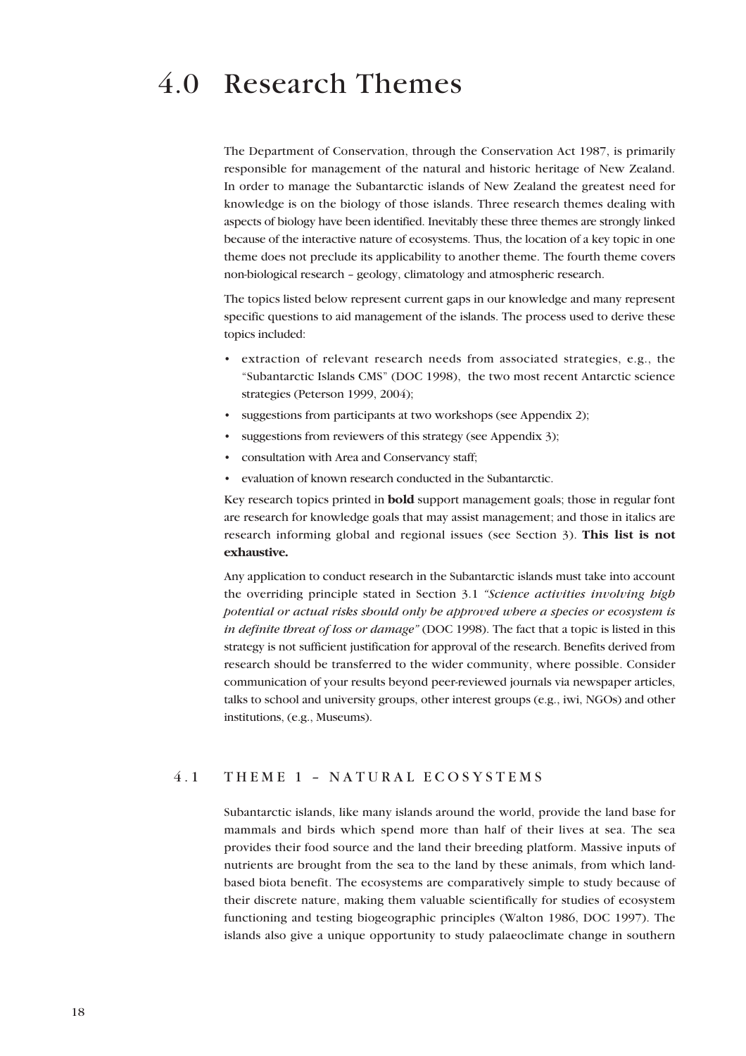# 4.0 Research Themes

The Department of Conservation, through the Conservation Act 1987, is primarily responsible for management of the natural and historic heritage of New Zealand. In order to manage the Subantarctic islands of New Zealand the greatest need for knowledge is on the biology of those islands. Three research themes dealing with aspects of biology have been identified. Inevitably these three themes are strongly linked because of the interactive nature of ecosystems. Thus, the location of a key topic in one theme does not preclude its applicability to another theme. The fourth theme covers non-biological research – geology, climatology and atmospheric research.

The topics listed below represent current gaps in our knowledge and many represent specific questions to aid management of the islands. The process used to derive these topics included:

- extraction of relevant research needs from associated strategies, e.g., the "Subantarctic Islands CMS" (DOC 1998), the two most recent Antarctic science strategies (Peterson 1999, 2004);
- suggestions from participants at two workshops (see Appendix 2);
- suggestions from reviewers of this strategy (see Appendix 3);
- consultation with Area and Conservancy staff;
- evaluation of known research conducted in the Subantarctic.

Key research topics printed in **bold** support management goals; those in regular font are research for knowledge goals that may assist management; and those in italics are research informing global and regional issues (see Section 3). **This list is not exhaustive.**

Any application to conduct research in the Subantarctic islands must take into account the overriding principle stated in Section 3.1 *"Science activities involving high potential or actual risks should only be approved where a species or ecosystem is in definite threat of loss or damage"* (DOC 1998). The fact that a topic is listed in this strategy is not sufficient justification for approval of the research. Benefits derived from research should be transferred to the wider community, where possible. Consider communication of your results beyond peer-reviewed journals via newspaper articles, talks to school and university groups, other interest groups (e.g., iwi, NGOs) and other institutions, (e.g., Museums).

## 4.1 THEME 1 – NATURAL ECOSYSTEMS

Subantarctic islands, like many islands around the world, provide the land base for mammals and birds which spend more than half of their lives at sea. The sea provides their food source and the land their breeding platform. Massive inputs of nutrients are brought from the sea to the land by these animals, from which land-based biota benefit. The ecosystems are comparatively simple to study because of their discrete nature, making them valuable scientifically for studies of ecosystem functioning and testing biogeographic principles (Walton 1986, DOC 1997). The islands also give a unique opportunity to study palaeoclimate change in southern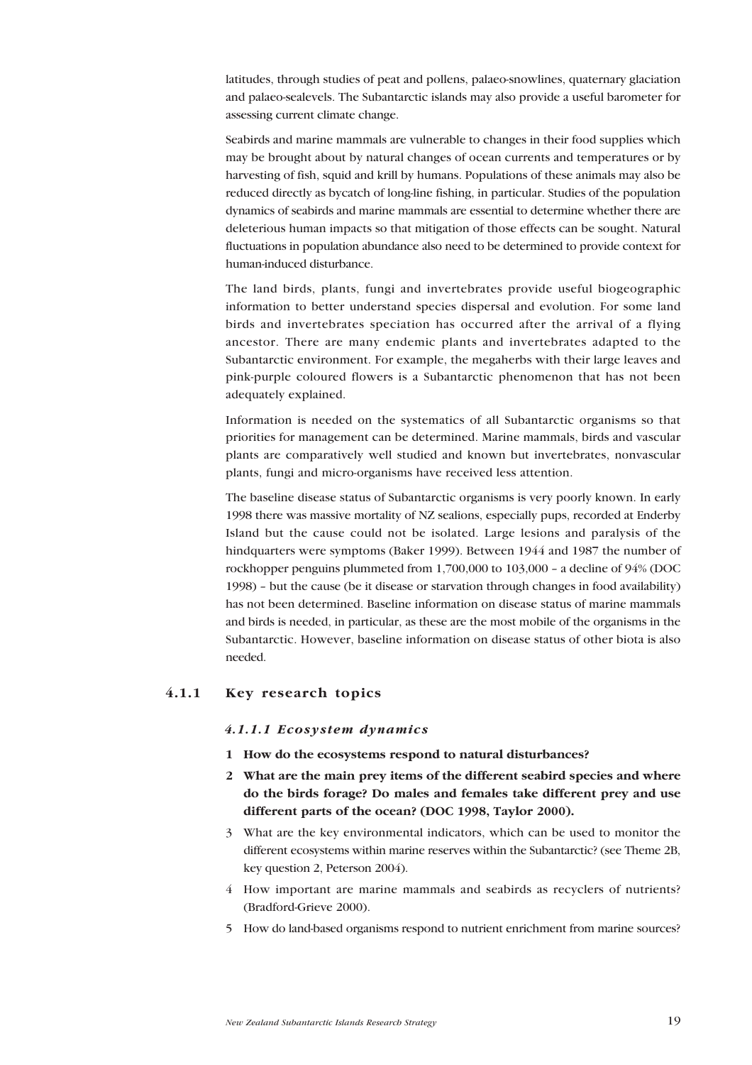latitudes, through studies of peat and pollens, palaeo-snowlines, quaternary glaciation and palaeo-sealevels. The Subantarctic islands may also provide a useful barometer for assessing current climate change.

Seabirds and marine mammals are vulnerable to changes in their food supplies which may be brought about by natural changes of ocean currents and temperatures or by harvesting of fish, squid and krill by humans. Populations of these animals may also be reduced directly as bycatch of long-line fishing, in particular. Studies of the population dynamics of seabirds and marine mammals are essential to determine whether there are deleterious human impacts so that mitigation of those effects can be sought. Natural fluctuations in population abundance also need to be determined to provide context for human-induced disturbance.

The land birds, plants, fungi and invertebrates provide useful biogeographic information to better understand species dispersal and evolution. For some land birds and invertebrates speciation has occurred after the arrival of a flying ancestor. There are many endemic plants and invertebrates adapted to the Subantarctic environment. For example, the megaherbs with their large leaves and pink-purple coloured flowers is a Subantarctic phenomenon that has not been adequately explained.

Information is needed on the systematics of all Subantarctic organisms so that priorities for management can be determined. Marine mammals, birds and vascular plants are comparatively well studied and known but invertebrates, nonvascular plants, fungi and micro-organisms have received less attention.

The baseline disease status of Subantarctic organisms is very poorly known. In early 1998 there was massive mortality of NZ sealions, especially pups, recorded at Enderby Island but the cause could not be isolated. Large lesions and paralysis of the hindquarters were symptoms (Baker 1999). Between 1944 and 1987 the number of rockhopper penguins plummeted from 1,700,000 to 103,000 – a decline of 94% (DOC 1998) – but the cause (be it disease or starvation through changes in food availability) has not been determined. Baseline information on disease status of marine mammals and birds is needed, in particular, as these are the most mobile of the organisms in the Subantarctic. However, baseline information on disease status of other biota is also needed.

### 4.1.1 Key research topics

#### *4.1.1.1 Ecosystem dynamics*

1. **How do the ecosystems respond to natural disturbances?**
2. **What are the main prey items of the different seabird species and where do the birds forage? Do males and females take different prey and use different parts of the ocean? (DOC 1998, Taylor 2000).**
3. What are the key environmental indicators, which can be used to monitor the different ecosystems within marine reserves within the Subantarctic? (see Theme 2B, key question 2, Peterson 2004).
4. How important are marine mammals and seabirds as recyclers of nutrients? (Bradford-Grieve 2000).
5. How do land-based organisms respond to nutrient enrichment from marine sources?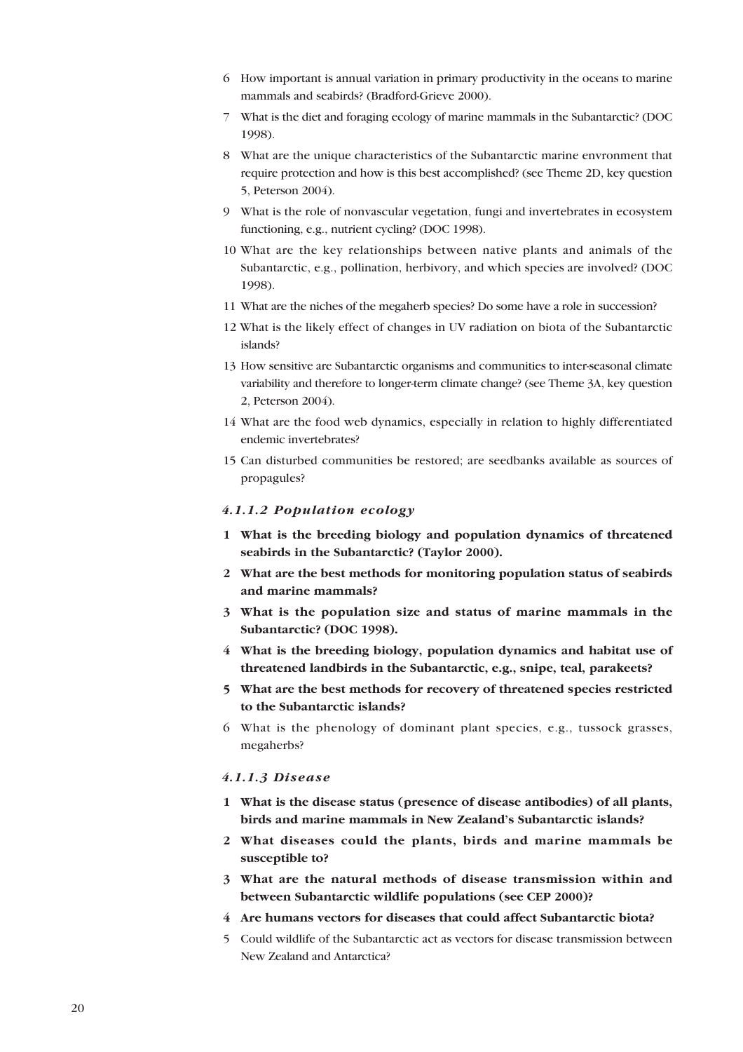6 How important is annual variation in primary productivity in the oceans to marine mammals and seabirds? (Bradford-Grieve 2000).

7 What is the diet and foraging ecology of marine mammals in the Subantarctic? (DOC 1998).

8 What are the unique characteristics of the Subantarctic marine envronment that require protection and how is this best accomplished? (see Theme 2D, key question 5, Peterson 2004).

9 What is the role of nonvascular vegetation, fungi and invertebrates in ecosystem functioning, e.g., nutrient cycling? (DOC 1998).

10 What are the key relationships between native plants and animals of the Subantarctic, e.g., pollination, herbivory, and which species are involved? (DOC 1998).

11 What are the niches of the megaherb species? Do some have a role in succession?

12 What is the likely effect of changes in UV radiation on biota of the Subantarctic islands?

13 How sensitive are Subantarctic organisms and communities to inter-seasonal climate variability and therefore to longer-term climate change? (see Theme 3A, key question 2, Peterson 2004).

14 What are the food web dynamics, especially in relation to highly differentiated endemic invertebrates?

15 Can disturbed communities be restored; are seedbanks available as sources of propagules?

#### *4.1.1.2 Population ecology*

**1 What is the breeding biology and population dynamics of threatened seabirds in the Subantarctic? (Taylor 2000).**

**2 What are the best methods for monitoring population status of seabirds and marine mammals?**

**3 What is the population size and status of marine mammals in the Subantarctic? (DOC 1998).**

**4 What is the breeding biology, population dynamics and habitat use of threatened landbirds in the Subantarctic, e.g., snipe, teal, parakeets?**

**5 What are the best methods for recovery of threatened species restricted to the Subantarctic islands?**

6 What is the phenology of dominant plant species, e.g., tussock grasses, megaherbs?

#### *4.1.1.3 Disease*

**1 What is the disease status (presence of disease antibodies) of all plants, birds and marine mammals in New Zealand's Subantarctic islands?**

**2 What diseases could the plants, birds and marine mammals be susceptible to?**

**3 What are the natural methods of disease transmission within and between Subantarctic wildlife populations (see CEP 2000)?**

**4 Are humans vectors for diseases that could affect Subantarctic biota?**

5 Could wildlife of the Subantarctic act as vectors for disease transmission between New Zealand and Antarctica?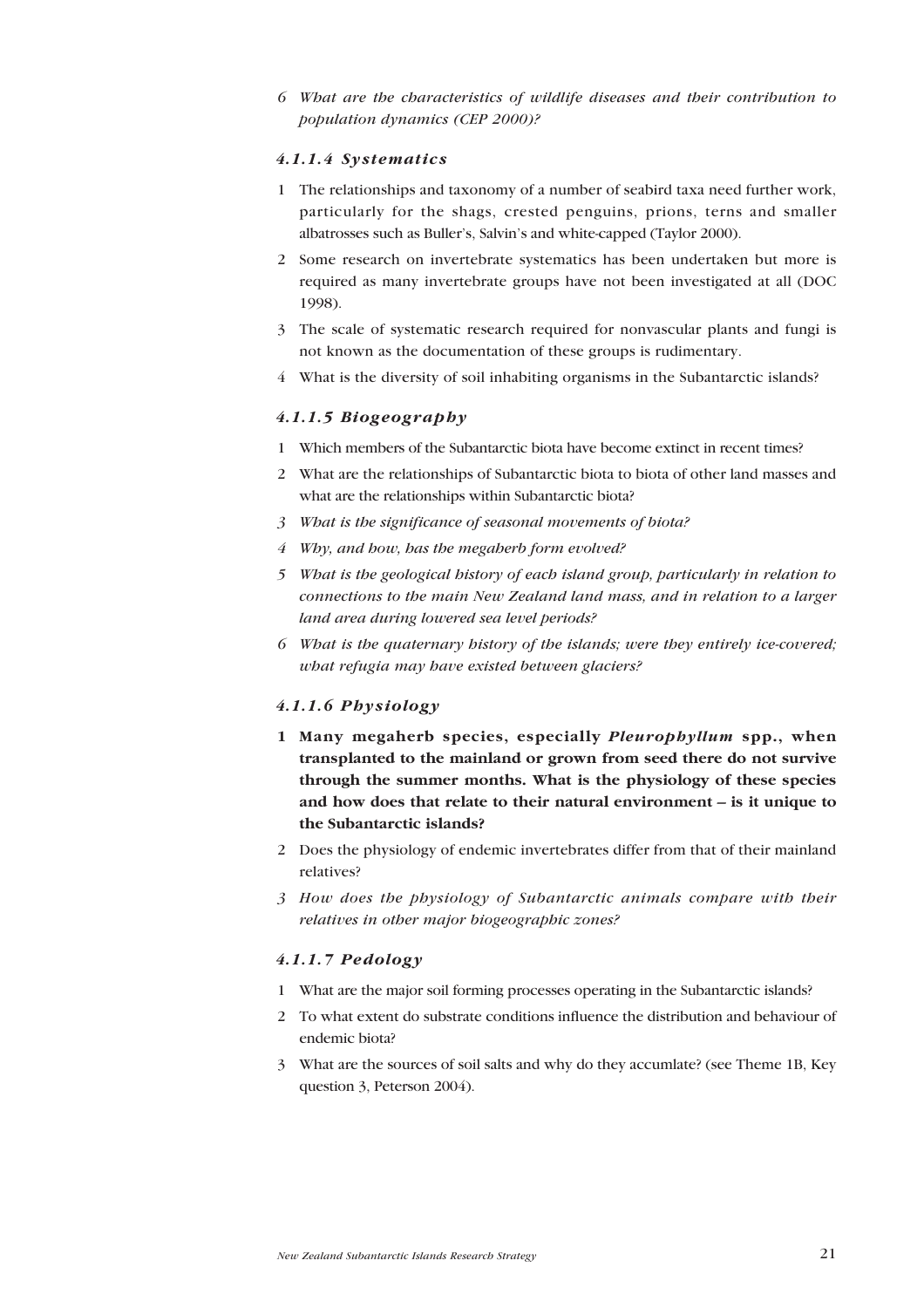6 *What are the characteristics of wildlife diseases and their contribution to population dynamics (CEP 2000)?*

#### *4.1.1.4 Systematics*

1 The relationships and taxonomy of a number of seabird taxa need further work, particularly for the shags, crested penguins, prions, terns and smaller albatrosses such as Buller's, Salvin's and white-capped (Taylor 2000).

2 Some research on invertebrate systematics has been undertaken but more is required as many invertebrate groups have not been investigated at all (DOC 1998).

3 The scale of systematic research required for nonvascular plants and fungi is not known as the documentation of these groups is rudimentary.

4 What is the diversity of soil inhabiting organisms in the Subantarctic islands?

#### *4.1.1.5 Biogeography*

1 Which members of the Subantarctic biota have become extinct in recent times?

2 What are the relationships of Subantarctic biota to biota of other land masses and what are the relationships within Subantarctic biota?

3 *What is the significance of seasonal movements of biota?*

4 *Why, and how, has the megaherb form evolved?*

5 *What is the geological history of each island group, particularly in relation to connections to the main New Zealand land mass, and in relation to a larger land area during lowered sea level periods?*

6 *What is the quaternary history of the islands; were they entirely ice-covered; what refugia may have existed between glaciers?*

#### *4.1.1.6 Physiology*

**1 Many megaherb species, especially *Pleurophyllum* spp., when transplanted to the mainland or grown from seed there do not survive through the summer months. What is the physiology of these species and how does that relate to their natural environment – is it unique to the Subantarctic islands?**

2 Does the physiology of endemic invertebrates differ from that of their mainland relatives?

3 *How does the physiology of Subantarctic animals compare with their relatives in other major biogeographic zones?*

#### *4.1.1.7 Pedology*

1 What are the major soil forming processes operating in the Subantarctic islands?

2 To what extent do substrate conditions influence the distribution and behaviour of endemic biota?

3 What are the sources of soil salts and why do they accumlate? (see Theme 1B, Key question 3, Peterson 2004).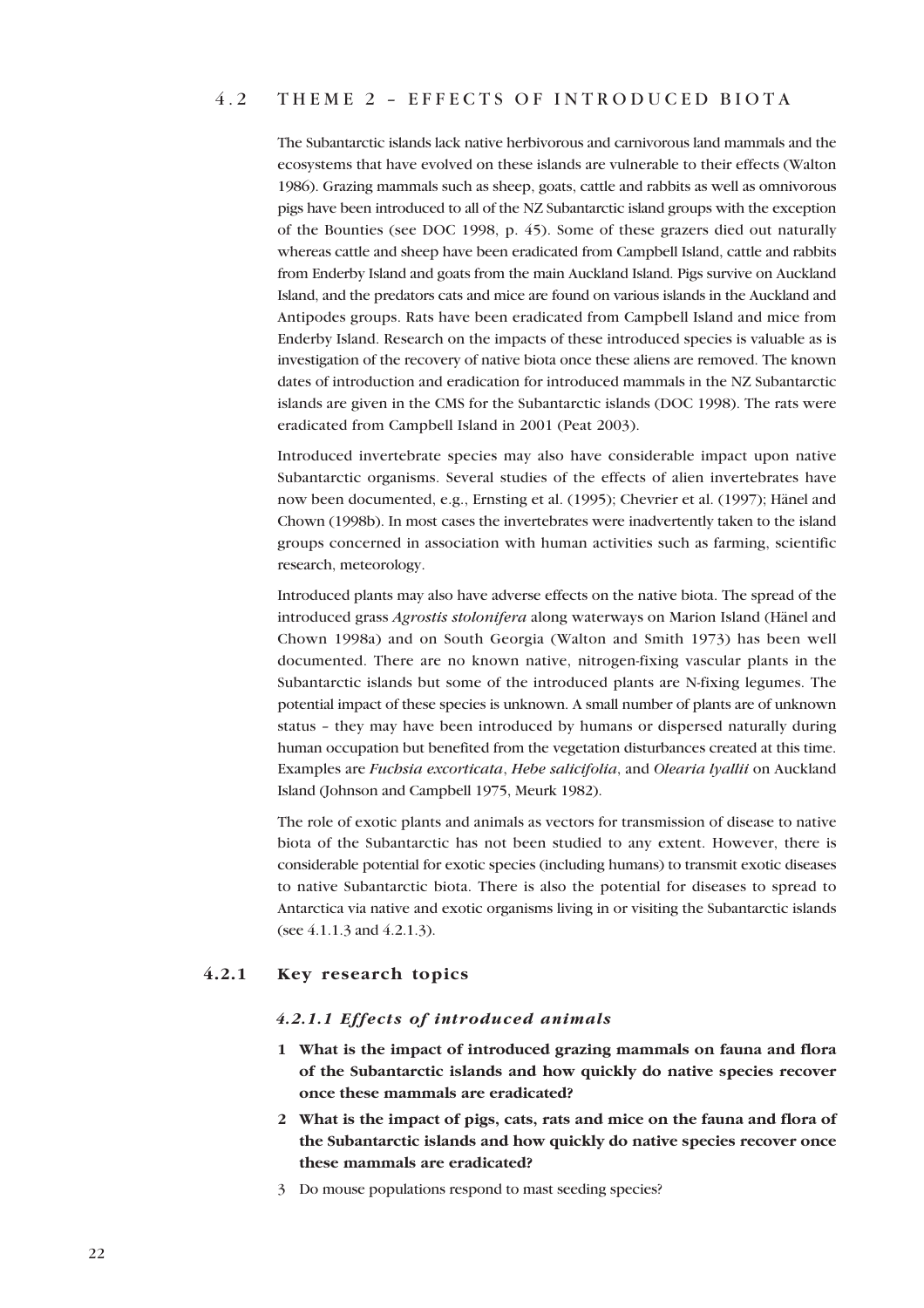## 4.2 THEME 2 – EFFECTS OF INTRODUCED BIOTA

The Subantarctic islands lack native herbivorous and carnivorous land mammals and the ecosystems that have evolved on these islands are vulnerable to their effects (Walton 1986). Grazing mammals such as sheep, goats, cattle and rabbits as well as omnivorous pigs have been introduced to all of the NZ Subantarctic island groups with the exception of the Bounties (see DOC 1998, p. 45). Some of these grazers died out naturally whereas cattle and sheep have been eradicated from Campbell Island, cattle and rabbits from Enderby Island and goats from the main Auckland Island. Pigs survive on Auckland Island, and the predators cats and mice are found on various islands in the Auckland and Antipodes groups. Rats have been eradicated from Campbell Island and mice from Enderby Island. Research on the impacts of these introduced species is valuable as is investigation of the recovery of native biota once these aliens are removed. The known dates of introduction and eradication for introduced mammals in the NZ Subantarctic islands are given in the CMS for the Subantarctic islands (DOC 1998). The rats were eradicated from Campbell Island in 2001 (Peat 2003).

Introduced invertebrate species may also have considerable impact upon native Subantarctic organisms. Several studies of the effects of alien invertebrates have now been documented, e.g., Ernsting et al. (1995); Chevrier et al. (1997); Hänel and Chown (1998b). In most cases the invertebrates were inadvertently taken to the island groups concerned in association with human activities such as farming, scientific research, meteorology.

Introduced plants may also have adverse effects on the native biota. The spread of the introduced grass *Agrostis stolonifera* along waterways on Marion Island (Hänel and Chown 1998a) and on South Georgia (Walton and Smith 1973) has been well documented. There are no known native, nitrogen-fixing vascular plants in the Subantarctic islands but some of the introduced plants are N-fixing legumes. The potential impact of these species is unknown. A small number of plants are of unknown status – they may have been introduced by humans or dispersed naturally during human occupation but benefited from the vegetation disturbances created at this time. Examples are *Fuchsia excorticata*, *Hebe salicifolia*, and *Olearia lyallii* on Auckland Island (Johnson and Campbell 1975, Meurk 1982).

The role of exotic plants and animals as vectors for transmission of disease to native biota of the Subantarctic has not been studied to any extent. However, there is considerable potential for exotic species (including humans) to transmit exotic diseases to native Subantarctic biota. There is also the potential for diseases to spread to Antarctica via native and exotic organisms living in or visiting the Subantarctic islands (see 4.1.1.3 and 4.2.1.3).

### 4.2.1 Key research topics

#### *4.2.1.1 Effects of introduced animals*

1. **What is the impact of introduced grazing mammals on fauna and flora of the Subantarctic islands and how quickly do native species recover once these mammals are eradicated?**
2. **What is the impact of pigs, cats, rats and mice on the fauna and flora of the Subantarctic islands and how quickly do native species recover once these mammals are eradicated?**
3. Do mouse populations respond to mast seeding species?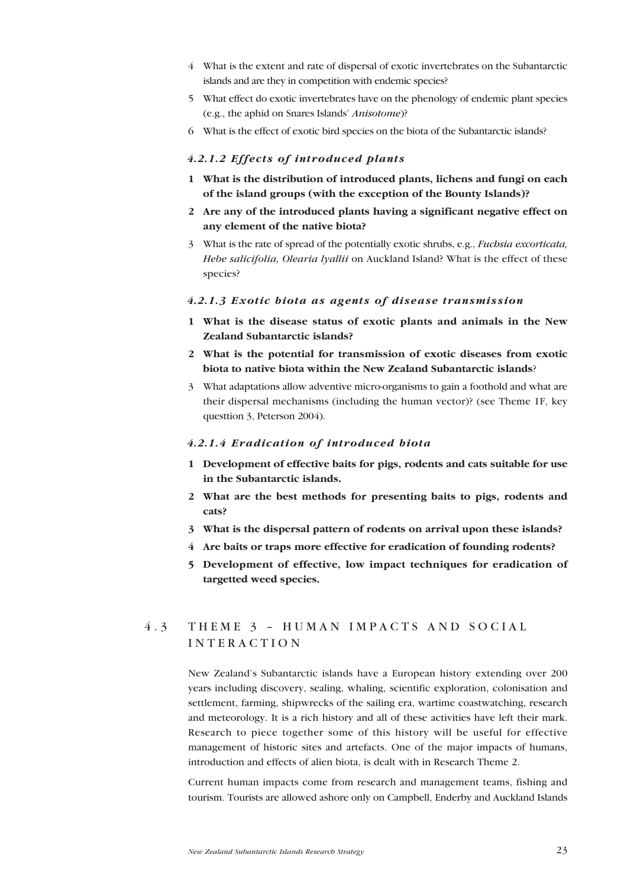4 What is the extent and rate of dispersal of exotic invertebrates on the Subantarctic islands and are they in competition with endemic species?

5 What effect do exotic invertebrates have on the phenology of endemic plant species (e.g., the aphid on Snares Islands' *Anisotome*)?

6 What is the effect of exotic bird species on the biota of the Subantarctic islands?

#### *4.2.1.2 Effects of introduced plants*

**1 What is the distribution of introduced plants, lichens and fungi on each of the island groups (with the exception of the Bounty Islands)?**

**2 Are any of the introduced plants having a significant negative effect on any element of the native biota?**

3 What is the rate of spread of the potentially exotic shrubs, e.g., *Fuchsia excorticata, Hebe salicifolia, Olearia lyallii* on Auckland Island? What is the effect of these species?

#### *4.2.1.3 Exotic biota as agents of disease transmission*

**1 What is the disease status of exotic plants and animals in the New Zealand Subantarctic islands?**

**2 What is the potential for transmission of exotic diseases from exotic biota to native biota within the New Zealand Subantarctic islands**?

3 What adaptations allow adventive micro-organisms to gain a foothold and what are their dispersal mechanisms (including the human vector)? (see Theme 1F, key questtion 3, Peterson 2004).

#### *4.2.1.4 Eradication of introduced biota*

**1 Development of effective baits for pigs, rodents and cats suitable for use in the Subantarctic islands.**

**2 What are the best methods for presenting baits to pigs, rodents and cats?**

**3 What is the dispersal pattern of rodents on arrival upon these islands?**

**4 Are baits or traps more effective for eradication of founding rodents?**

**5 Development of effective, low impact techniques for eradication of targetted weed species.**

## 4.3 THEME 3 – HUMAN IMPACTS AND SOCIAL INTERACTION

New Zealand's Subantarctic islands have a European history extending over 200 years including discovery, sealing, whaling, scientific exploration, colonisation and settlement, farming, shipwrecks of the sailing era, wartime coastwatching, research and meteorology. It is a rich history and all of these activities have left their mark. Research to piece together some of this history will be useful for effective management of historic sites and artefacts. One of the major impacts of humans, introduction and effects of alien biota, is dealt with in Research Theme 2.

Current human impacts come from research and management teams, fishing and tourism. Tourists are allowed ashore only on Campbell, Enderby and Auckland Islands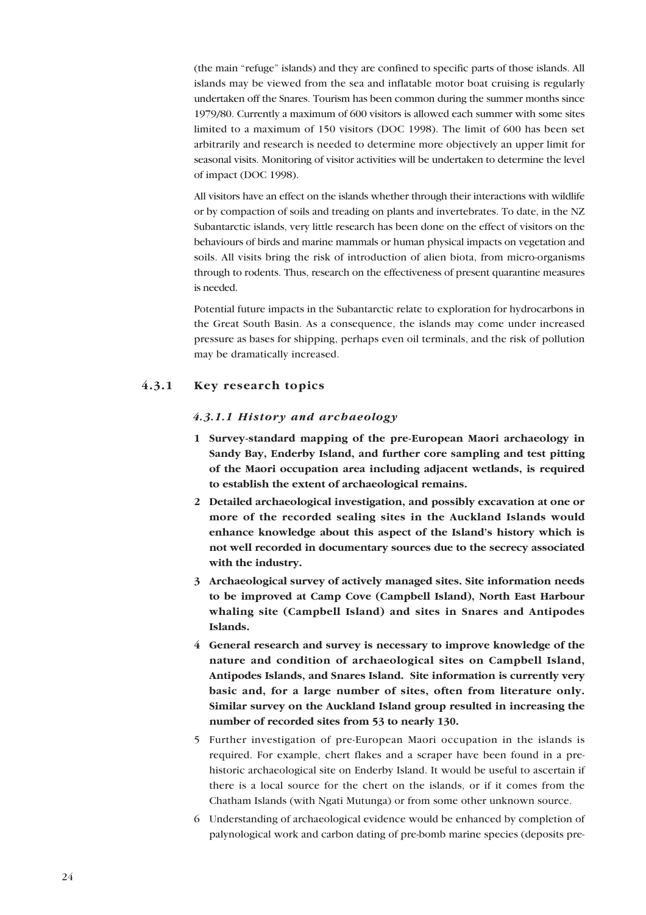(the main "refuge" islands) and they are confined to specific parts of those islands. All islands may be viewed from the sea and inflatable motor boat cruising is regularly undertaken off the Snares. Tourism has been common during the summer months since 1979/80. Currently a maximum of 600 visitors is allowed each summer with some sites limited to a maximum of 150 visitors (DOC 1998). The limit of 600 has been set arbitrarily and research is needed to determine more objectively an upper limit for seasonal visits. Monitoring of visitor activities will be undertaken to determine the level of impact (DOC 1998).

All visitors have an effect on the islands whether through their interactions with wildlife or by compaction of soils and treading on plants and invertebrates. To date, in the NZ Subantarctic islands, very little research has been done on the effect of visitors on the behaviours of birds and marine mammals or human physical impacts on vegetation and soils. All visits bring the risk of introduction of alien biota, from micro-organisms through to rodents. Thus, research on the effectiveness of present quarantine measures is needed.

Potential future impacts in the Subantarctic relate to exploration for hydrocarbons in the Great South Basin. As a consequence, the islands may come under increased pressure as bases for shipping, perhaps even oil terminals, and the risk of pollution may be dramatically increased.

### 4.3.1 Key research topics

#### *4.3.1.1 History and archaeology*

1. **Survey-standard mapping of the pre-European Maori archaeology in Sandy Bay, Enderby Island, and further core sampling and test pitting of the Maori occupation area including adjacent wetlands, is required to establish the extent of archaeological remains.**
2. **Detailed archaeological investigation, and possibly excavation at one or more of the recorded sealing sites in the Auckland Islands would enhance knowledge about this aspect of the Island's history which is not well recorded in documentary sources due to the secrecy associated with the industry.**
3. **Archaeological survey of actively managed sites. Site information needs to be improved at Camp Cove (Campbell Island), North East Harbour whaling site (Campbell Island) and sites in Snares and Antipodes Islands.**
4. **General research and survey is necessary to improve knowledge of the nature and condition of archaeological sites on Campbell Island, Antipodes Islands, and Snares Island. Site information is currently very basic and, for a large number of sites, often from literature only. Similar survey on the Auckland Island group resulted in increasing the number of recorded sites from 53 to nearly 130.**
5. Further investigation of pre-European Maori occupation in the islands is required. For example, chert flakes and a scraper have been found in a prehistoric archaeological site on Enderby Island. It would be useful to ascertain if there is a local source for the chert on the islands, or if it comes from the Chatham Islands (with Ngati Mutunga) or from some other unknown source.
6. Understanding of archaeological evidence would be enhanced by completion of palynological work and carbon dating of pre-bomb marine species (deposits pre-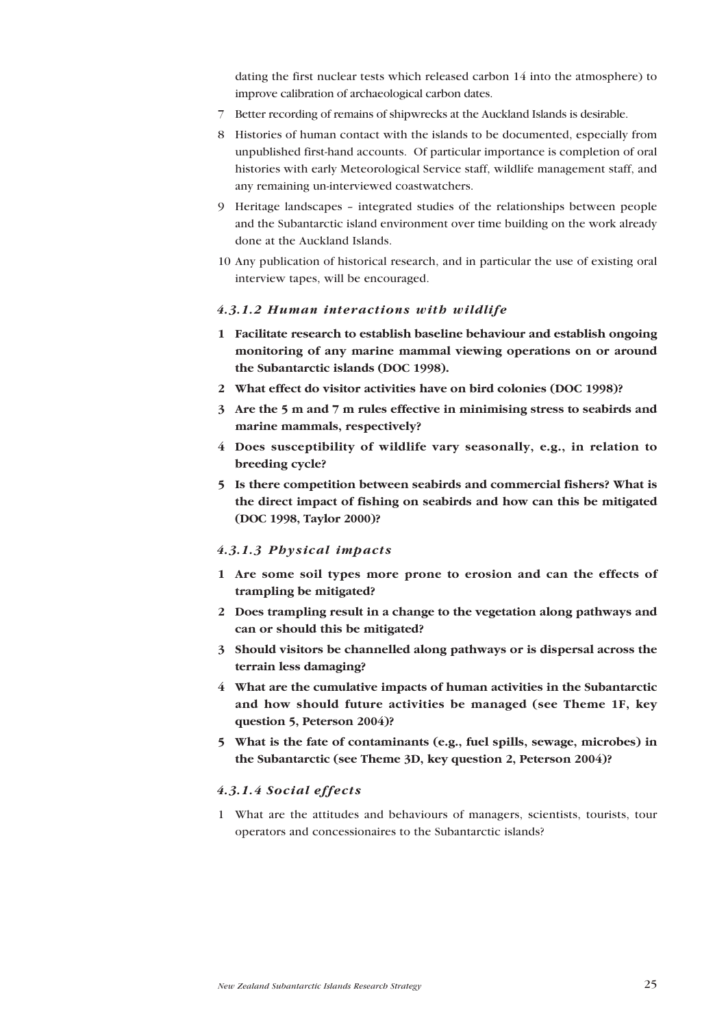dating the first nuclear tests which released carbon 14 into the atmosphere) to improve calibration of archaeological carbon dates.

7 Better recording of remains of shipwrecks at the Auckland Islands is desirable.

8 Histories of human contact with the islands to be documented, especially from unpublished first-hand accounts. Of particular importance is completion of oral histories with early Meteorological Service staff, wildlife management staff, and any remaining un-interviewed coastwatchers.

9 Heritage landscapes – integrated studies of the relationships between people and the Subantarctic island environment over time building on the work already done at the Auckland Islands.

10 Any publication of historical research, and in particular the use of existing oral interview tapes, will be encouraged.

#### *4.3.1.2 Human interactions with wildlife*

**1 Facilitate research to establish baseline behaviour and establish ongoing monitoring of any marine mammal viewing operations on or around the Subantarctic islands (DOC 1998).**

**2 What effect do visitor activities have on bird colonies (DOC 1998)?**

**3 Are the 5 m and 7 m rules effective in minimising stress to seabirds and marine mammals, respectively?**

**4 Does susceptibility of wildlife vary seasonally, e.g., in relation to breeding cycle?**

**5 Is there competition between seabirds and commercial fishers? What is the direct impact of fishing on seabirds and how can this be mitigated (DOC 1998, Taylor 2000)?**

#### *4.3.1.3 Physical impacts*

**1 Are some soil types more prone to erosion and can the effects of trampling be mitigated?**

**2 Does trampling result in a change to the vegetation along pathways and can or should this be mitigated?**

**3 Should visitors be channelled along pathways or is dispersal across the terrain less damaging?**

**4 What are the cumulative impacts of human activities in the Subantarctic and how should future activities be managed (see Theme 1F, key question 5, Peterson 2004)?**

**5 What is the fate of contaminants (e.g., fuel spills, sewage, microbes) in the Subantarctic (see Theme 3D, key question 2, Peterson 2004)?**

#### *4.3.1.4 Social effects*

1 What are the attitudes and behaviours of managers, scientists, tourists, tour operators and concessionaires to the Subantarctic islands?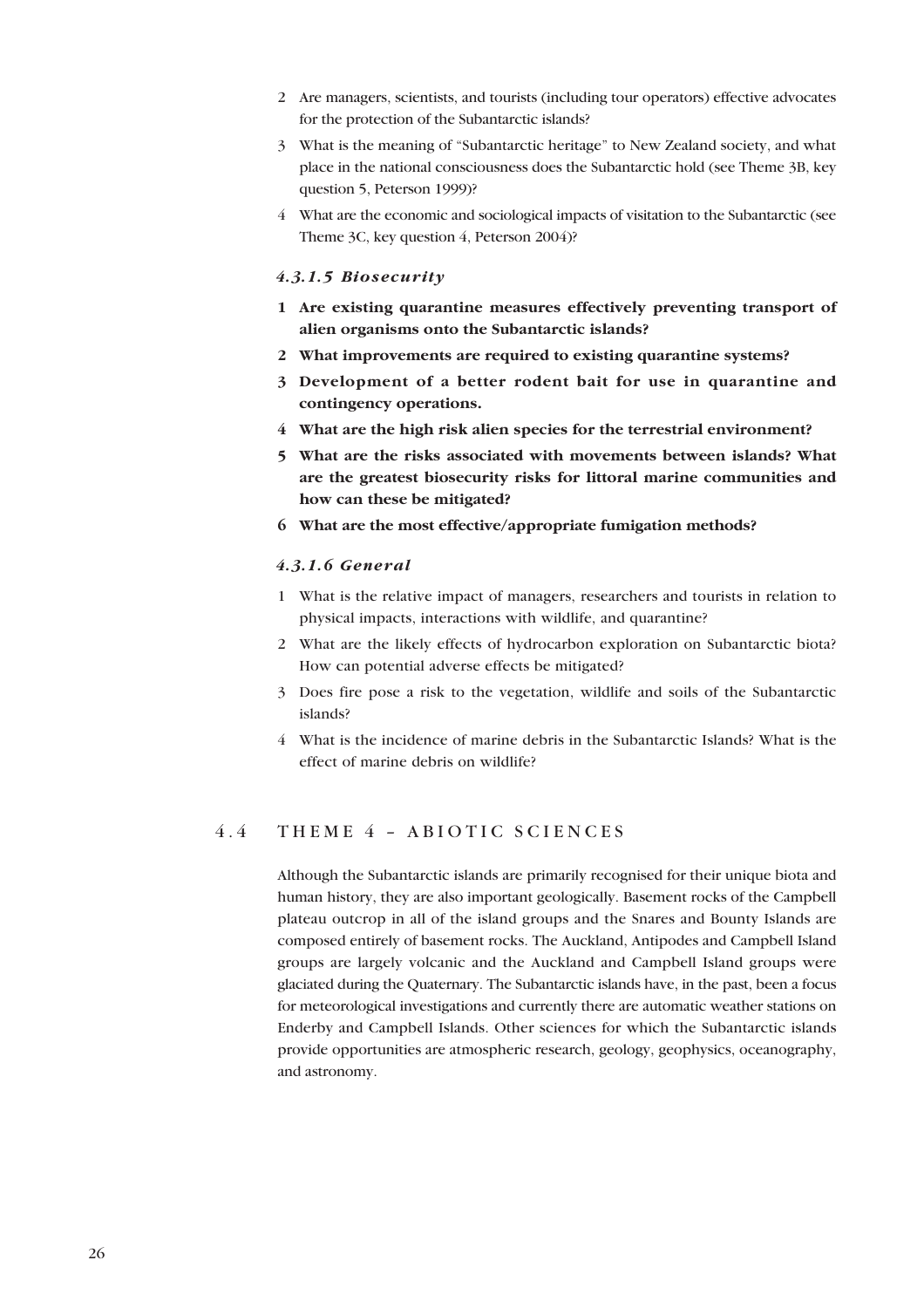2 Are managers, scientists, and tourists (including tour operators) effective advocates for the protection of the Subantarctic islands?

3 What is the meaning of "Subantarctic heritage" to New Zealand society, and what place in the national consciousness does the Subantarctic hold (see Theme 3B, key question 5, Peterson 1999)?

4 What are the economic and sociological impacts of visitation to the Subantarctic (see Theme 3C, key question 4, Peterson 2004)?

#### *4.3.1.5 Biosecurity*

**1 Are existing quarantine measures effectively preventing transport of alien organisms onto the Subantarctic islands?**

**2 What improvements are required to existing quarantine systems?**

**3 Development of a better rodent bait for use in quarantine and contingency operations.**

**4 What are the high risk alien species for the terrestrial environment?**

**5 What are the risks associated with movements between islands? What are the greatest biosecurity risks for littoral marine communities and how can these be mitigated?**

**6 What are the most effective/appropriate fumigation methods?**

#### *4.3.1.6 General*

1 What is the relative impact of managers, researchers and tourists in relation to physical impacts, interactions with wildlife, and quarantine?

2 What are the likely effects of hydrocarbon exploration on Subantarctic biota? How can potential adverse effects be mitigated?

3 Does fire pose a risk to the vegetation, wildlife and soils of the Subantarctic islands?

4 What is the incidence of marine debris in the Subantarctic Islands? What is the effect of marine debris on wildlife?

## 4.4 THEME 4 – ABIOTIC SCIENCES

Although the Subantarctic islands are primarily recognised for their unique biota and human history, they are also important geologically. Basement rocks of the Campbell plateau outcrop in all of the island groups and the Snares and Bounty Islands are composed entirely of basement rocks. The Auckland, Antipodes and Campbell Island groups are largely volcanic and the Auckland and Campbell Island groups were glaciated during the Quaternary. The Subantarctic islands have, in the past, been a focus for meteorological investigations and currently there are automatic weather stations on Enderby and Campbell Islands. Other sciences for which the Subantarctic islands provide opportunities are atmospheric research, geology, geophysics, oceanography, and astronomy.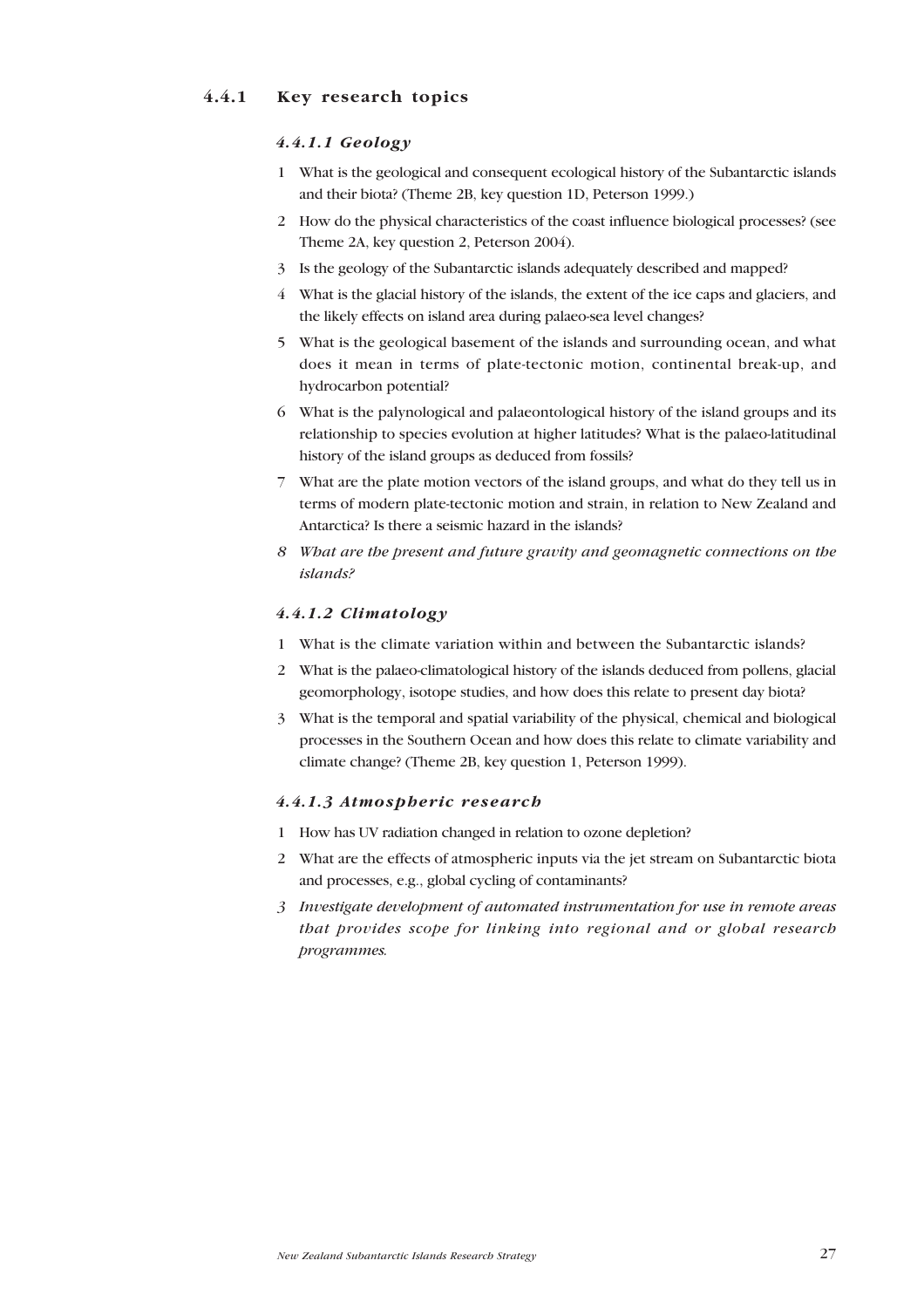### 4.4.1 Key research topics

#### *4.4.1.1 Geology*

1. What is the geological and consequent ecological history of the Subantarctic islands and their biota? (Theme 2B, key question 1D, Peterson 1999.)
2. How do the physical characteristics of the coast influence biological processes? (see Theme 2A, key question 2, Peterson 2004).
3. Is the geology of the Subantarctic islands adequately described and mapped?
4. What is the glacial history of the islands, the extent of the ice caps and glaciers, and the likely effects on island area during palaeo-sea level changes?
5. What is the geological basement of the islands and surrounding ocean, and what does it mean in terms of plate-tectonic motion, continental break-up, and hydrocarbon potential?
6. What is the palynological and palaeontological history of the island groups and its relationship to species evolution at higher latitudes? What is the palaeo-latitudinal history of the island groups as deduced from fossils?
7. What are the plate motion vectors of the island groups, and what do they tell us in terms of modern plate-tectonic motion and strain, in relation to New Zealand and Antarctica? Is there a seismic hazard in the islands?
8. *What are the present and future gravity and geomagnetic connections on the islands?*

#### *4.4.1.2 Climatology*

1. What is the climate variation within and between the Subantarctic islands?
2. What is the palaeo-climatological history of the islands deduced from pollens, glacial geomorphology, isotope studies, and how does this relate to present day biota?
3. What is the temporal and spatial variability of the physical, chemical and biological processes in the Southern Ocean and how does this relate to climate variability and climate change? (Theme 2B, key question 1, Peterson 1999).

#### *4.4.1.3 Atmospheric research*

1. How has UV radiation changed in relation to ozone depletion?
2. What are the effects of atmospheric inputs via the jet stream on Subantarctic biota and processes, e.g., global cycling of contaminants?
3. *Investigate development of automated instrumentation for use in remote areas that provides scope for linking into regional and or global research programmes.*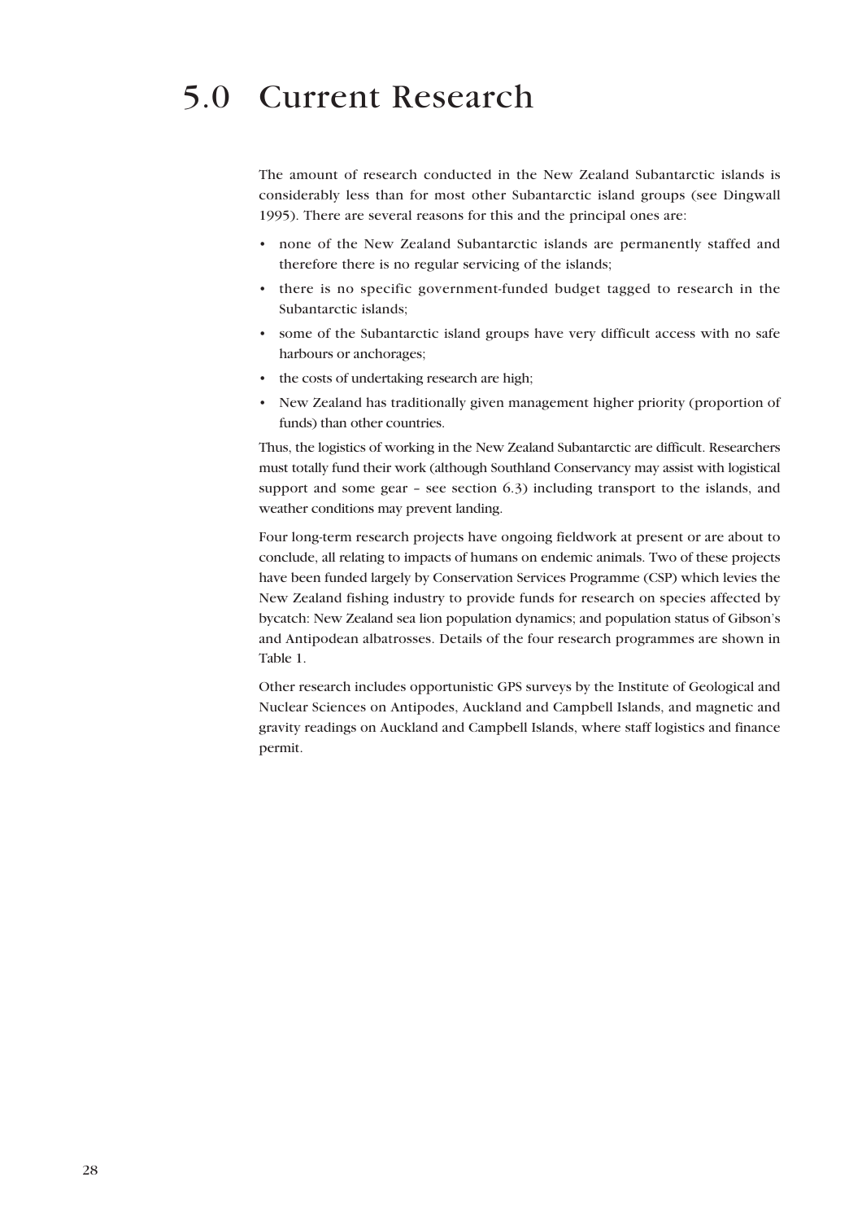# 5.0 Current Research

The amount of research conducted in the New Zealand Subantarctic islands is considerably less than for most other Subantarctic island groups (see Dingwall 1995). There are several reasons for this and the principal ones are:

- none of the New Zealand Subantarctic islands are permanently staffed and therefore there is no regular servicing of the islands;
- there is no specific government-funded budget tagged to research in the Subantarctic islands;
- some of the Subantarctic island groups have very difficult access with no safe harbours or anchorages;
- the costs of undertaking research are high;
- New Zealand has traditionally given management higher priority (proportion of funds) than other countries.

Thus, the logistics of working in the New Zealand Subantarctic are difficult. Researchers must totally fund their work (although Southland Conservancy may assist with logistical support and some gear – see section 6.3) including transport to the islands, and weather conditions may prevent landing.

Four long-term research projects have ongoing fieldwork at present or are about to conclude, all relating to impacts of humans on endemic animals. Two of these projects have been funded largely by Conservation Services Programme (CSP) which levies the New Zealand fishing industry to provide funds for research on species affected by bycatch: New Zealand sea lion population dynamics; and population status of Gibson's and Antipodean albatrosses. Details of the four research programmes are shown in Table 1.

Other research includes opportunistic GPS surveys by the Institute of Geological and Nuclear Sciences on Antipodes, Auckland and Campbell Islands, and magnetic and gravity readings on Auckland and Campbell Islands, where staff logistics and finance permit.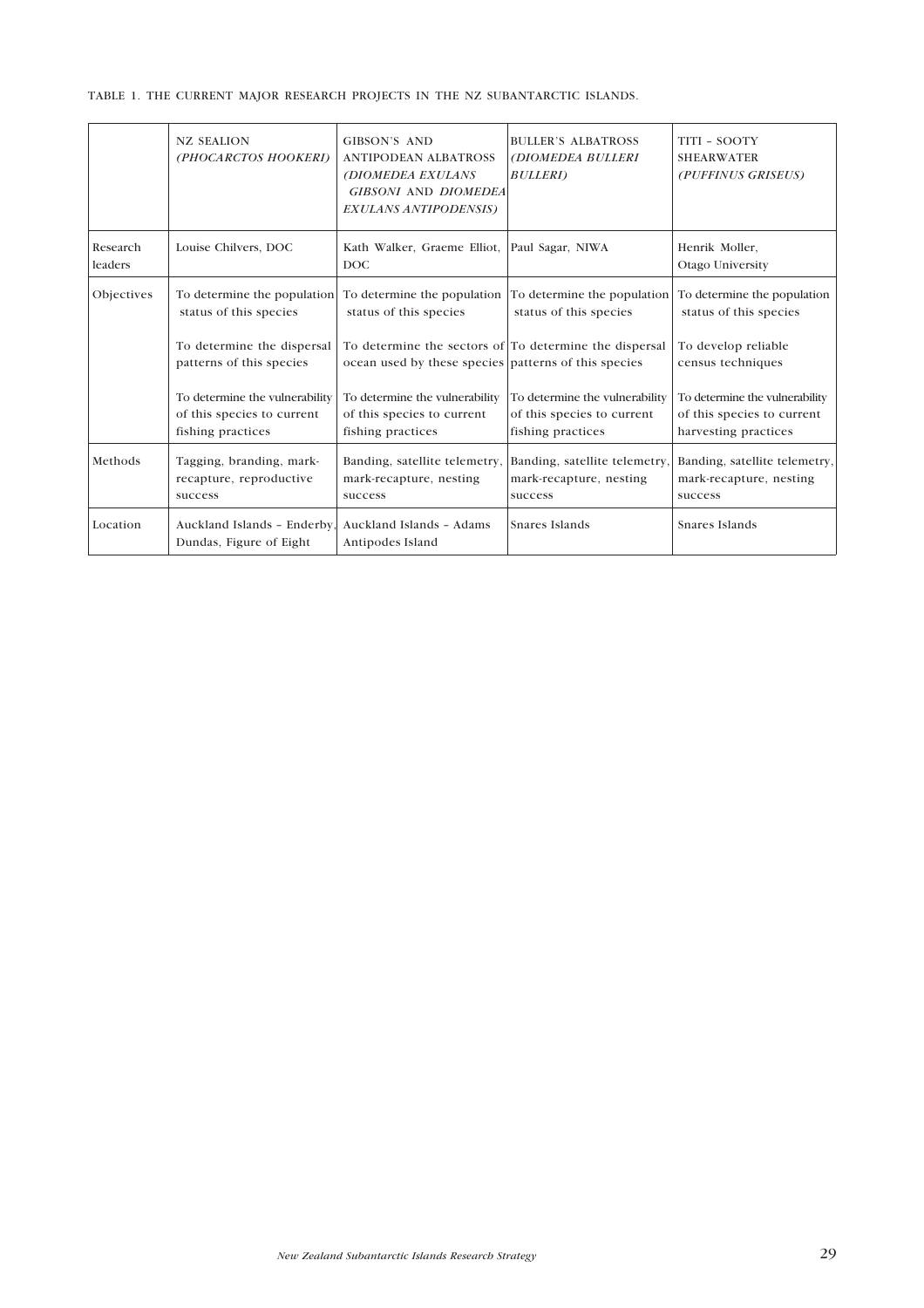TABLE 1. THE CURRENT MAJOR RESEARCH PROJECTS IN THE NZ SUBANTARCTIC ISLANDS.

| | NZ SEALION *(PHOCARCTOS HOOKERI)* | GIBSON'S AND ANTIPODEAN ALBATROSS *(DIOMEDEA EXULANS GIBSONI* AND *DIOMEDEA EXULANS ANTIPODENSIS)* | BULLER'S ALBATROSS *(DIOMEDEA BULLERI BULLERI)* | TITI – SOOTY SHEARWATER *(PUFFINUS GRISEUS)* |
|---|---|---|---|---|
| Research leaders | Louise Chilvers, DOC | Kath Walker, Graeme Elliot, DOC | Paul Sagar, NIWA | Henrik Moller, Otago University |
| Objectives | To determine the population status of this species<br><br>To determine the dispersal patterns of this species<br><br>To determine the vulnerability of this species to current fishing practices | To determine the population status of this species<br><br>To determine the sectors of ocean used by these species<br><br>To determine the vulnerability of this species to current fishing practices | To determine the population status of this species<br><br>To determine the dispersal patterns of this species<br><br>To determine the vulnerability of this species to current fishing practices | To determine the population status of this species<br><br>To develop reliable census techniques<br><br>To determine the vulnerability of this species to current harvesting practices |
| Methods | Tagging, branding, mark-recapture, reproductive success | Banding, satellite telemetry, mark-recapture, nesting success | Banding, satellite telemetry, mark-recapture, nesting success | Banding, satellite telemetry, mark-recapture, nesting success |
| Location | Auckland Islands – Enderby, Dundas, Figure of Eight | Auckland Islands – Adams Antipodes Island | Snares Islands | Snares Islands |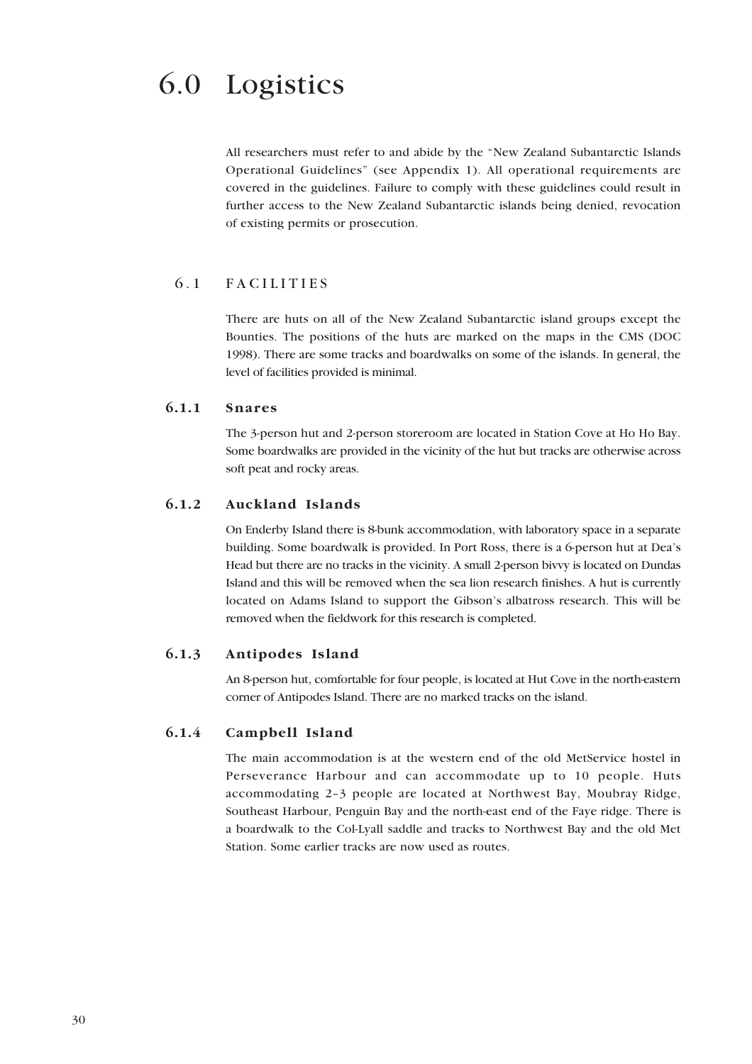# 6.0 Logistics

All researchers must refer to and abide by the "New Zealand Subantarctic Islands Operational Guidelines" (see Appendix 1). All operational requirements are covered in the guidelines. Failure to comply with these guidelines could result in further access to the New Zealand Subantarctic islands being denied, revocation of existing permits or prosecution.

## 6.1 FACILITIES

There are huts on all of the New Zealand Subantarctic island groups except the Bounties. The positions of the huts are marked on the maps in the CMS (DOC 1998). There are some tracks and boardwalks on some of the islands. In general, the level of facilities provided is minimal.

### 6.1.1 Snares

The 3-person hut and 2-person storeroom are located in Station Cove at Ho Ho Bay. Some boardwalks are provided in the vicinity of the hut but tracks are otherwise across soft peat and rocky areas.

### 6.1.2 Auckland Islands

On Enderby Island there is 8-bunk accommodation, with laboratory space in a separate building. Some boardwalk is provided. In Port Ross, there is a 6-person hut at Dea's Head but there are no tracks in the vicinity. A small 2-person bivvy is located on Dundas Island and this will be removed when the sea lion research finishes. A hut is currently located on Adams Island to support the Gibson's albatross research. This will be removed when the fieldwork for this research is completed.

### 6.1.3 Antipodes Island

An 8-person hut, comfortable for four people, is located at Hut Cove in the north-eastern corner of Antipodes Island. There are no marked tracks on the island.

### 6.1.4 Campbell Island

The main accommodation is at the western end of the old MetService hostel in Perseverance Harbour and can accommodate up to 10 people. Huts accommodating 2–3 people are located at Northwest Bay, Moubray Ridge, Southeast Harbour, Penguin Bay and the north-east end of the Faye ridge. There is a boardwalk to the Col-Lyall saddle and tracks to Northwest Bay and the old Met Station. Some earlier tracks are now used as routes.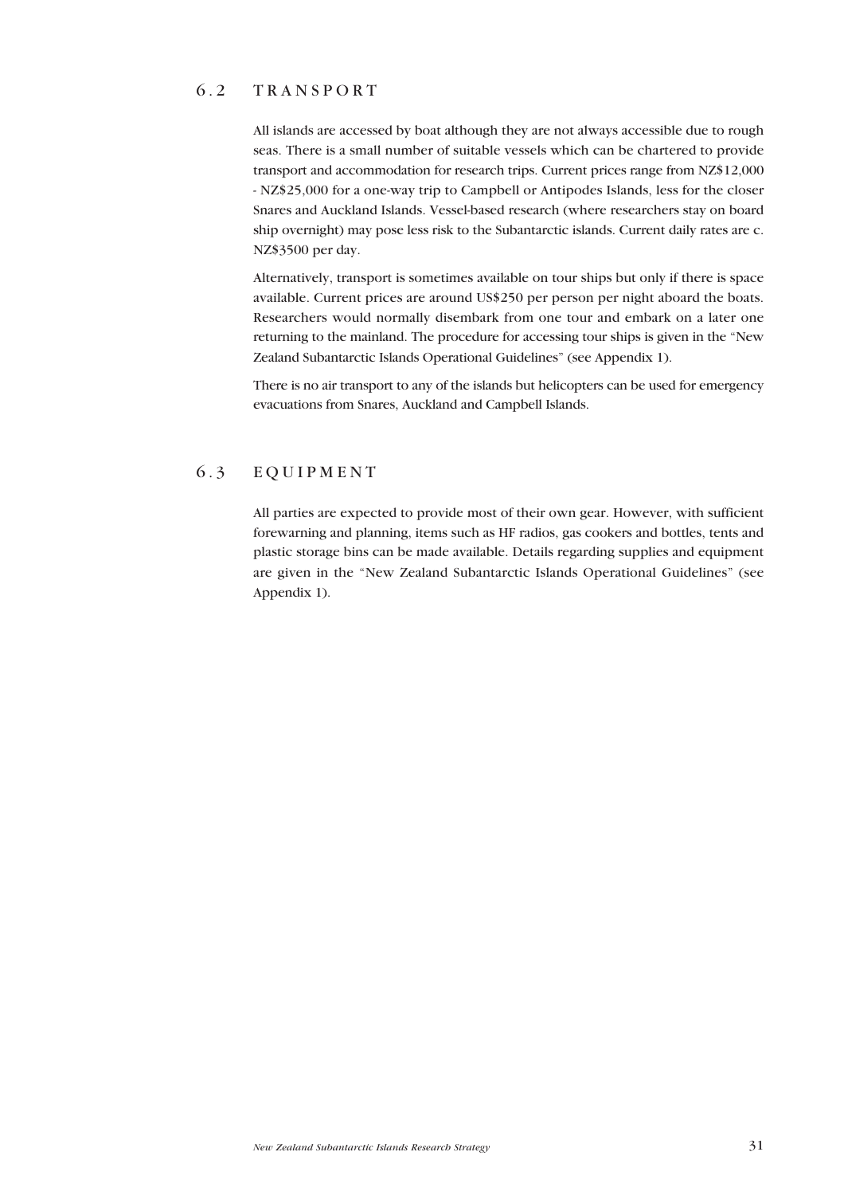## 6.2 TRANSPORT

All islands are accessed by boat although they are not always accessible due to rough seas. There is a small number of suitable vessels which can be chartered to provide transport and accommodation for research trips. Current prices range from NZ$12,000 - NZ$25,000 for a one-way trip to Campbell or Antipodes Islands, less for the closer Snares and Auckland Islands. Vessel-based research (where researchers stay on board ship overnight) may pose less risk to the Subantarctic islands. Current daily rates are c. NZ$3500 per day.

Alternatively, transport is sometimes available on tour ships but only if there is space available. Current prices are around US$250 per person per night aboard the boats. Researchers would normally disembark from one tour and embark on a later one returning to the mainland. The procedure for accessing tour ships is given in the "New Zealand Subantarctic Islands Operational Guidelines" (see Appendix 1).

There is no air transport to any of the islands but helicopters can be used for emergency evacuations from Snares, Auckland and Campbell Islands.

## 6.3 EQUIPMENT

All parties are expected to provide most of their own gear. However, with sufficient forewarning and planning, items such as HF radios, gas cookers and bottles, tents and plastic storage bins can be made available. Details regarding supplies and equipment are given in the "New Zealand Subantarctic Islands Operational Guidelines" (see Appendix 1).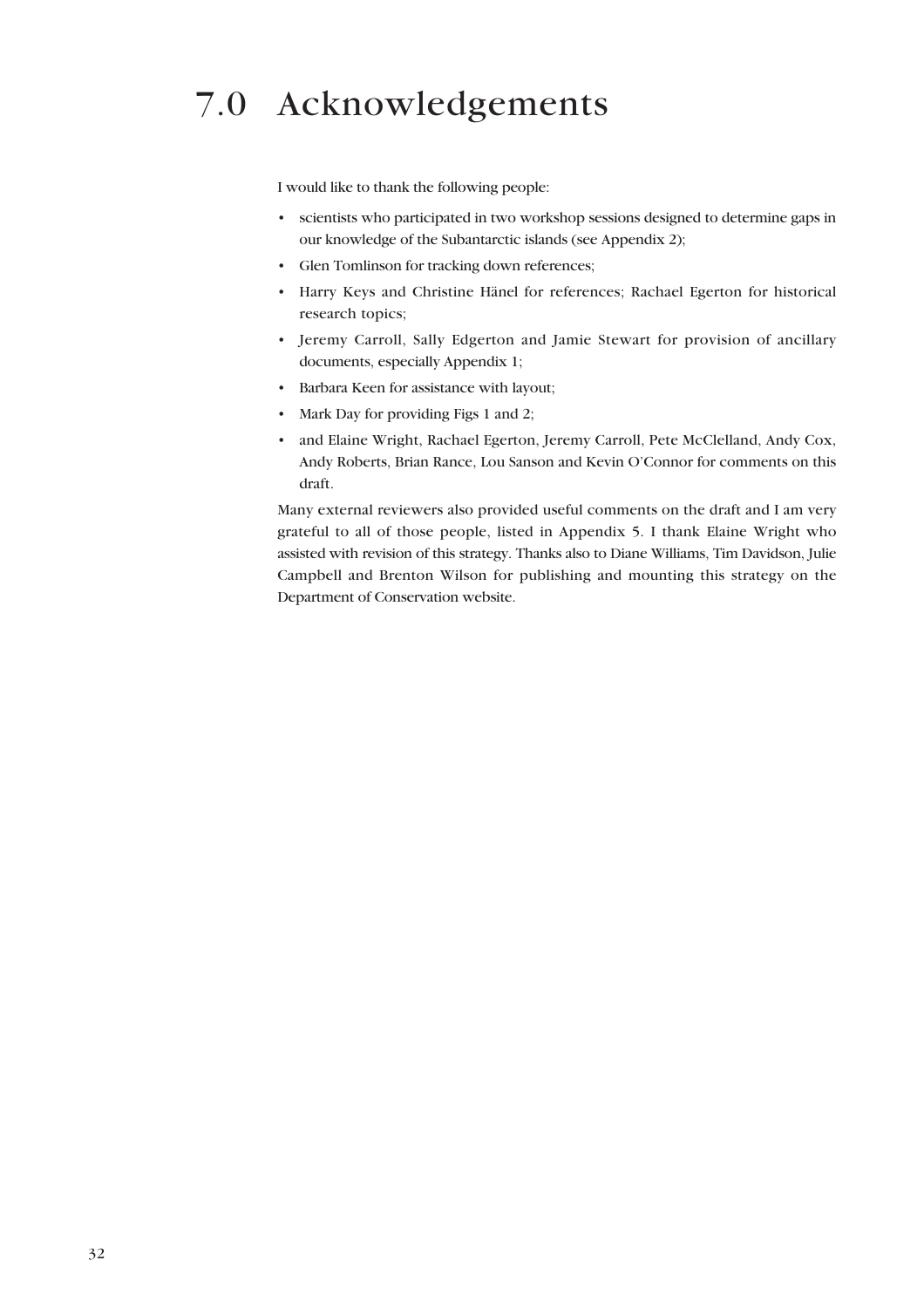# 7.0 Acknowledgements

I would like to thank the following people:

- scientists who participated in two workshop sessions designed to determine gaps in our knowledge of the Subantarctic islands (see Appendix 2);
- Glen Tomlinson for tracking down references;
- Harry Keys and Christine Hänel for references; Rachael Egerton for historical research topics;
- Jeremy Carroll, Sally Edgerton and Jamie Stewart for provision of ancillary documents, especially Appendix 1;
- Barbara Keen for assistance with layout;
- Mark Day for providing Figs 1 and 2;
- and Elaine Wright, Rachael Egerton, Jeremy Carroll, Pete McClelland, Andy Cox, Andy Roberts, Brian Rance, Lou Sanson and Kevin O'Connor for comments on this draft.

Many external reviewers also provided useful comments on the draft and I am very grateful to all of those people, listed in Appendix 5. I thank Elaine Wright who assisted with revision of this strategy. Thanks also to Diane Williams, Tim Davidson, Julie Campbell and Brenton Wilson for publishing and mounting this strategy on the Department of Conservation website.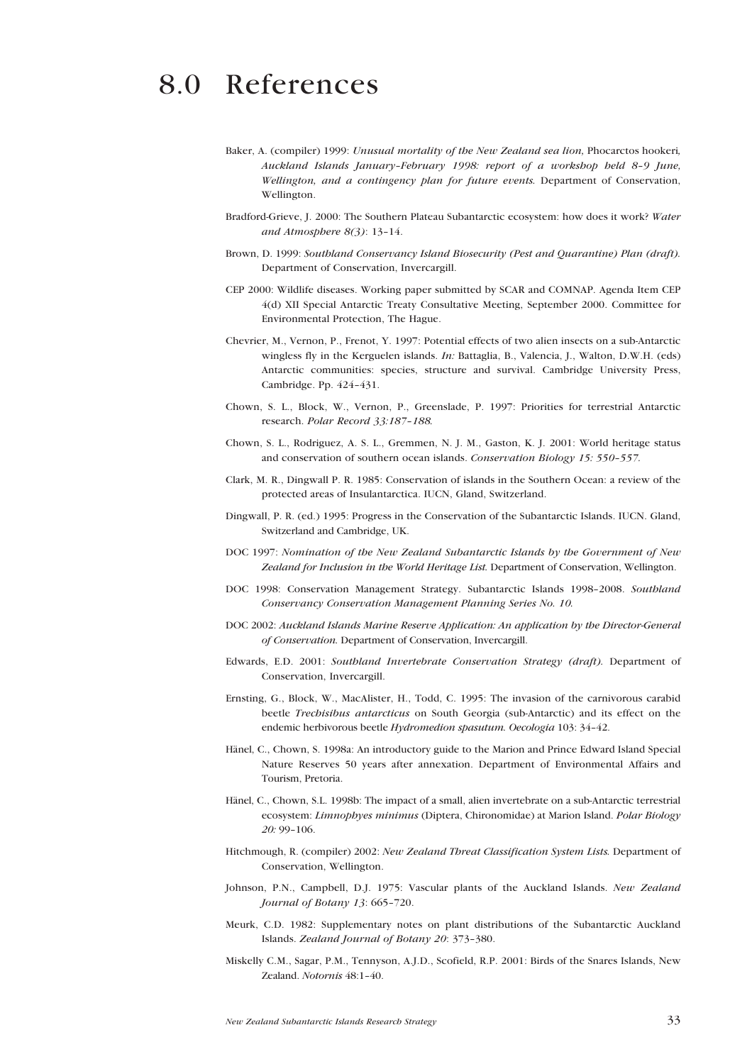# 8.0 References

Baker, A. (compiler) 1999: *Unusual mortality of the New Zealand sea lion,* Phocarctos hookeri*, Auckland Islands January–February 1998: report of a workshop held 8–9 June, Wellington, and a contingency plan for future events.* Department of Conservation, Wellington.

Bradford-Grieve, J. 2000: The Southern Plateau Subantarctic ecosystem: how does it work? *Water and Atmosphere 8(3)*: 13–14.

Brown, D. 1999: *Southland Conservancy Island Biosecurity (Pest and Quarantine) Plan (draft).* Department of Conservation, Invercargill.

CEP 2000: Wildlife diseases. Working paper submitted by SCAR and COMNAP. Agenda Item CEP 4(d) XII Special Antarctic Treaty Consultative Meeting, September 2000. Committee for Environmental Protection, The Hague.

Chevrier, M., Vernon, P., Frenot, Y. 1997: Potential effects of two alien insects on a sub-Antarctic wingless fly in the Kerguelen islands. *In:* Battaglia, B., Valencia, J., Walton, D.W.H. (eds) Antarctic communities: species, structure and survival. Cambridge University Press, Cambridge. Pp. 424–431.

Chown, S. L., Block, W., Vernon, P., Greenslade, P. 1997: Priorities for terrestrial Antarctic research. *Polar Record 33:187–188.*

Chown, S. L., Rodriguez, A. S. L., Gremmen, N. J. M., Gaston, K. J. 2001: World heritage status and conservation of southern ocean islands. *Conservation Biology 15: 550–557.*

Clark, M. R., Dingwall P. R. 1985: Conservation of islands in the Southern Ocean: a review of the protected areas of Insulantarctica. IUCN, Gland, Switzerland.

Dingwall, P. R. (ed.) 1995: Progress in the Conservation of the Subantarctic Islands. IUCN. Gland, Switzerland and Cambridge, UK.

DOC 1997: *Nomination of the New Zealand Subantarctic Islands by the Government of New Zealand for Inclusion in the World Heritage List.* Department of Conservation, Wellington.

DOC 1998: Conservation Management Strategy. Subantarctic Islands 1998–2008. *Southland Conservancy Conservation Management Planning Series No. 10.*

DOC 2002: *Auckland Islands Marine Reserve Application: An application by the Director-General of Conservation.* Department of Conservation, Invercargill.

Edwards, E.D. 2001: *Southland Invertebrate Conservation Strategy (draft).* Department of Conservation, Invercargill.

Ernsting, G., Block, W., MacAlister, H., Todd, C. 1995: The invasion of the carnivorous carabid beetle *Trechisibus antarcticus* on South Georgia (sub-Antarctic) and its effect on the endemic herbivorous beetle *Hydromedion spasutum. Oecologia* 103: 34–42.

Hänel, C., Chown, S. 1998a: An introductory guide to the Marion and Prince Edward Island Special Nature Reserves 50 years after annexation. Department of Environmental Affairs and Tourism, Pretoria.

Hänel, C., Chown, S.L. 1998b: The impact of a small, alien invertebrate on a sub-Antarctic terrestrial ecosystem: *Limnophyes minimus* (Diptera, Chironomidae) at Marion Island. *Polar Biology 20:* 99–106.

Hitchmough, R. (compiler) 2002: *New Zealand Threat Classification System Lists.* Department of Conservation, Wellington.

Johnson, P.N., Campbell, D.J. 1975: Vascular plants of the Auckland Islands. *New Zealand Journal of Botany 13*: 665–720.

Meurk, C.D. 1982: Supplementary notes on plant distributions of the Subantarctic Auckland Islands. *Zealand Journal of Botany 20*: 373–380.

Miskelly C.M., Sagar, P.M., Tennyson, A.J.D., Scofield, R.P. 2001: Birds of the Snares Islands, New Zealand. *Notornis* 48:1–40.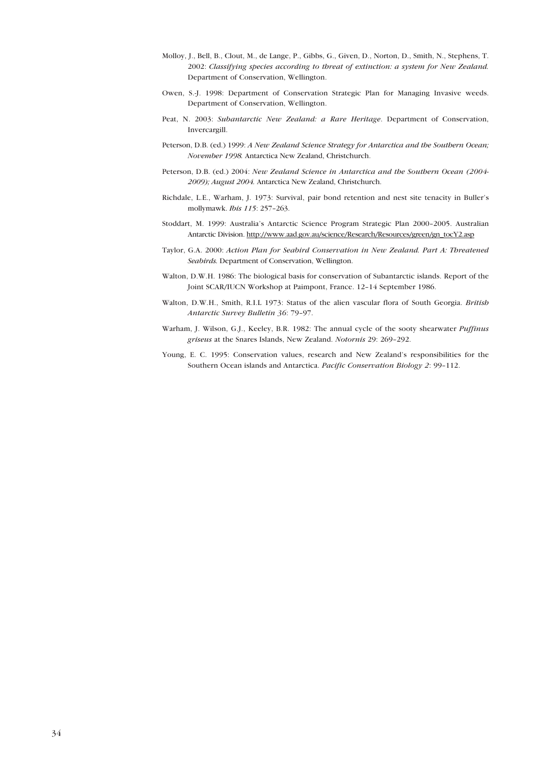Molloy, J., Bell, B., Clout, M., de Lange, P., Gibbs, G., Given, D., Norton, D., Smith, N., Stephens, T. 2002: *Classifying species according to threat of extinction: a system for New Zealand.* Department of Conservation, Wellington.

Owen, S.-J. 1998: Department of Conservation Strategic Plan for Managing Invasive weeds. Department of Conservation, Wellington.

Peat, N. 2003: *Subantarctic New Zealand: a Rare Heritage*. Department of Conservation, Invercargill.

Peterson, D.B. (ed.) 1999: *A New Zealand Science Strategy for Antarctica and the Southern Ocean; November 1998.* Antarctica New Zealand, Christchurch.

Peterson, D.B. (ed.) 2004: *New Zealand Science in Antarctica and the Southern Ocean (2004-2009); August 2004.* Antarctica New Zealand, Christchurch.

Richdale, L.E., Warham, J. 1973: Survival, pair bond retention and nest site tenacity in Buller's mollymawk. *Ibis 115*: 257–263.

Stoddart, M. 1999: Australia's Antarctic Science Program Strategic Plan 2000–2005. Australian Antarctic Division. http://www.aad.gov.au/science/Research/Resources/green/gn_tocY2.asp

Taylor, G.A. 2000: *Action Plan for Seabird Conservation in New Zealand. Part A: Threatened Seabirds.* Department of Conservation, Wellington.

Walton, D.W.H. 1986: The biological basis for conservation of Subantarctic islands. Report of the Joint SCAR/IUCN Workshop at Paimpont, France. 12–14 September 1986.

Walton, D.W.H., Smith, R.I.L 1973: Status of the alien vascular flora of South Georgia. *British Antarctic Survey Bulletin 36*: 79–97.

Warham, J. Wilson, G.J., Keeley, B.R. 1982: The annual cycle of the sooty shearwater *Puffinus griseus* at the Snares Islands, New Zealand. *Notornis* 29: 269–292.

Young, E. C. 1995: Conservation values, research and New Zealand's responsibilities for the Southern Ocean islands and Antarctica. *Pacific Conservation Biology 2*: 99–112.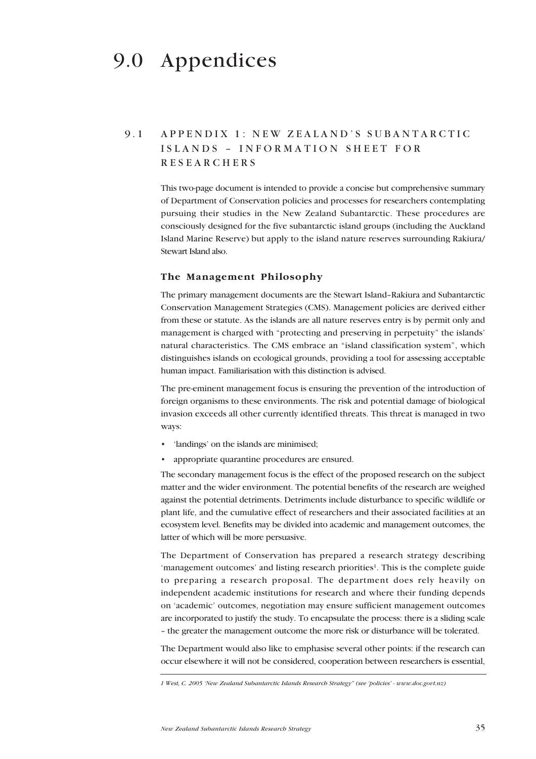# 9.0 Appendices

## 9.1 APPENDIX 1: NEW ZEALAND'S SUBANTARCTIC ISLANDS – INFORMATION SHEET FOR RESEARCHERS

This two-page document is intended to provide a concise but comprehensive summary of Department of Conservation policies and processes for researchers contemplating pursuing their studies in the New Zealand Subantarctic. These procedures are consciously designed for the five subantarctic island groups (including the Auckland Island Marine Reserve) but apply to the island nature reserves surrounding Rakiura/ Stewart Island also.

### The Management Philosophy

The primary management documents are the Stewart Island–Rakiura and Subantarctic Conservation Management Strategies (CMS). Management policies are derived either from these or statute. As the islands are all nature reserves entry is by permit only and management is charged with "protecting and preserving in perpetuity" the islands' natural characteristics. The CMS embrace an "island classification system", which distinguishes islands on ecological grounds, providing a tool for assessing acceptable human impact. Familiarisation with this distinction is advised.

The pre-eminent management focus is ensuring the prevention of the introduction of foreign organisms to these environments. The risk and potential damage of biological invasion exceeds all other currently identified threats. This threat is managed in two ways:

- 'landings' on the islands are minimised;
- appropriate quarantine procedures are ensured.

The secondary management focus is the effect of the proposed research on the subject matter and the wider environment. The potential benefits of the research are weighed against the potential detriments. Detriments include disturbance to specific wildlife or plant life, and the cumulative effect of researchers and their associated facilities at an ecosystem level. Benefits may be divided into academic and management outcomes, the latter of which will be more persuasive.

The Department of Conservation has prepared a research strategy describing 'management outcomes' and listing research priorities[1]. This is the complete guide to preparing a research proposal. The department does rely heavily on independent academic institutions for research and where their funding depends on 'academic' outcomes, negotiation may ensure sufficient management outcomes are incorporated to justify the study. To encapsulate the process: there is a sliding scale – the greater the management outcome the more risk or disturbance will be tolerated.

The Department would also like to emphasise several other points: if the research can occur elsewhere it will not be considered, cooperation between researchers is essential,

*1 West, C. 2005 'New Zealand Subantarctic Islands Research Strategy" (see 'policies' - www.doc.govt.nz)*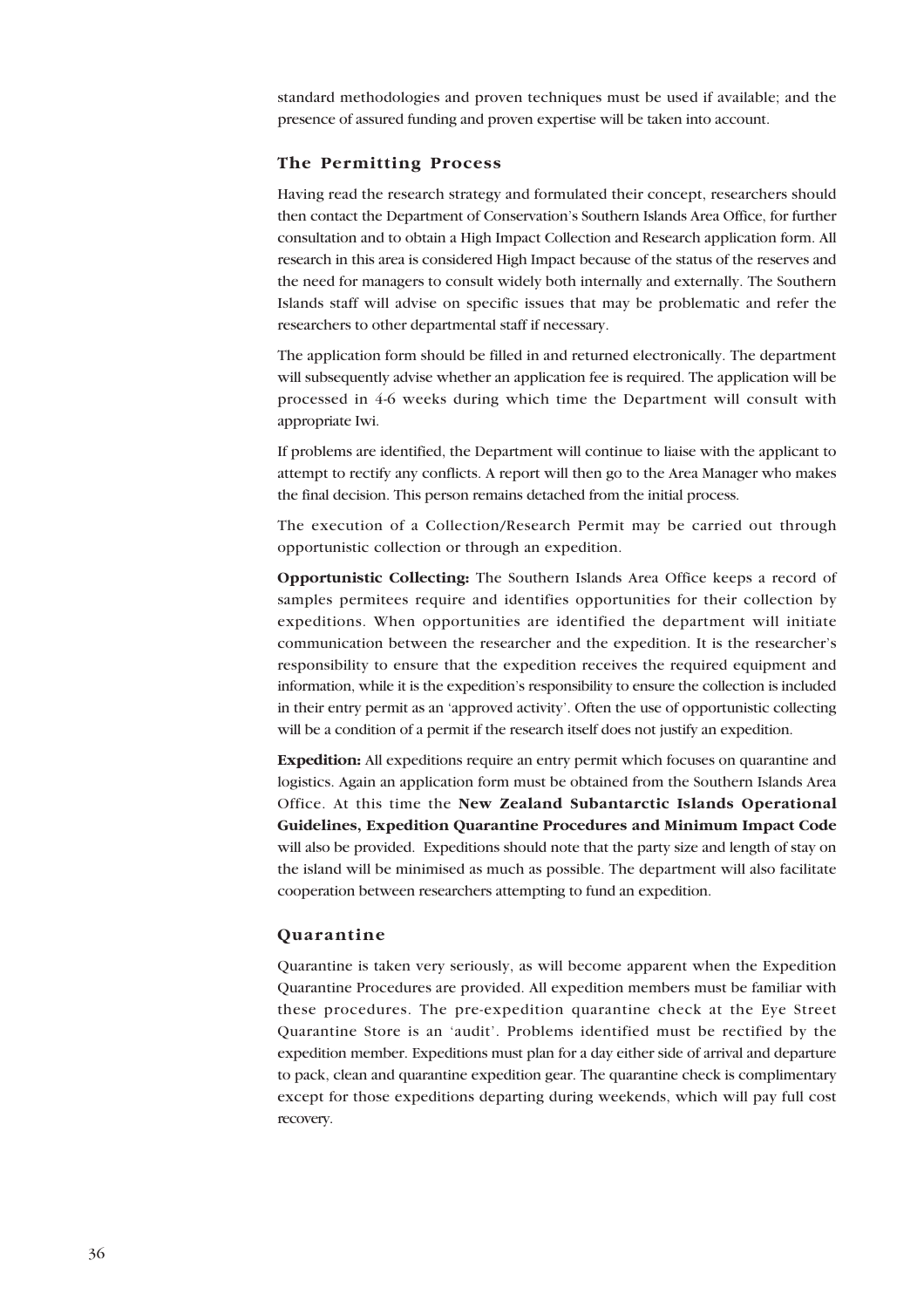standard methodologies and proven techniques must be used if available; and the presence of assured funding and proven expertise will be taken into account.

### The Permitting Process

Having read the research strategy and formulated their concept, researchers should then contact the Department of Conservation's Southern Islands Area Office, for further consultation and to obtain a High Impact Collection and Research application form. All research in this area is considered High Impact because of the status of the reserves and the need for managers to consult widely both internally and externally. The Southern Islands staff will advise on specific issues that may be problematic and refer the researchers to other departmental staff if necessary.

The application form should be filled in and returned electronically. The department will subsequently advise whether an application fee is required. The application will be processed in 4-6 weeks during which time the Department will consult with appropriate Iwi.

If problems are identified, the Department will continue to liaise with the applicant to attempt to rectify any conflicts. A report will then go to the Area Manager who makes the final decision. This person remains detached from the initial process.

The execution of a Collection/Research Permit may be carried out through opportunistic collection or through an expedition.

**Opportunistic Collecting:** The Southern Islands Area Office keeps a record of samples permitees require and identifies opportunities for their collection by expeditions. When opportunities are identified the department will initiate communication between the researcher and the expedition. It is the researcher's responsibility to ensure that the expedition receives the required equipment and information, while it is the expedition's responsibility to ensure the collection is included in their entry permit as an 'approved activity'. Often the use of opportunistic collecting will be a condition of a permit if the research itself does not justify an expedition.

**Expedition:** All expeditions require an entry permit which focuses on quarantine and logistics. Again an application form must be obtained from the Southern Islands Area Office. At this time the **New Zealand Subantarctic Islands Operational Guidelines, Expedition Quarantine Procedures and Minimum Impact Code** will also be provided. Expeditions should note that the party size and length of stay on the island will be minimised as much as possible. The department will also facilitate cooperation between researchers attempting to fund an expedition.

### Quarantine

Quarantine is taken very seriously, as will become apparent when the Expedition Quarantine Procedures are provided. All expedition members must be familiar with these procedures. The pre-expedition quarantine check at the Eye Street Quarantine Store is an 'audit'. Problems identified must be rectified by the expedition member. Expeditions must plan for a day either side of arrival and departure to pack, clean and quarantine expedition gear. The quarantine check is complimentary except for those expeditions departing during weekends, which will pay full cost recovery.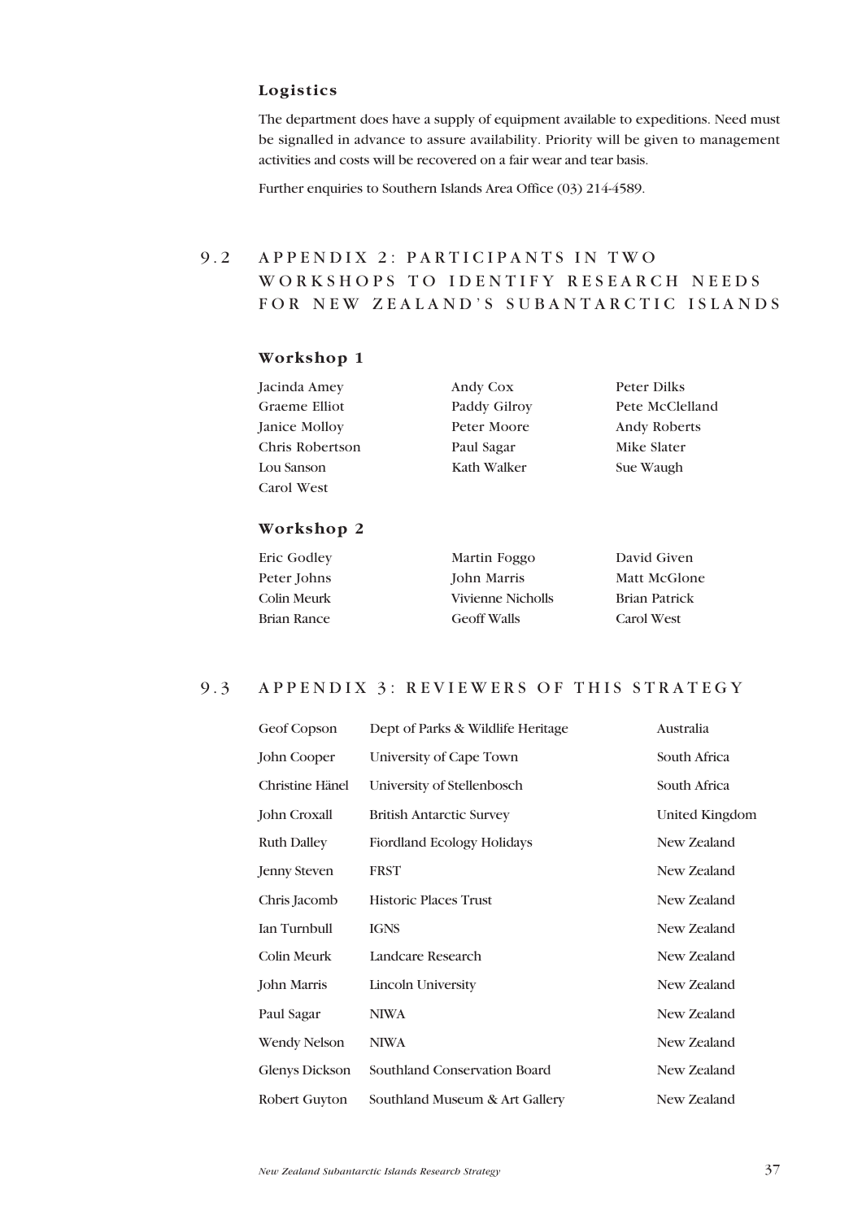### Logistics

The department does have a supply of equipment available to expeditions. Need must be signalled in advance to assure availability. Priority will be given to management activities and costs will be recovered on a fair wear and tear basis.

Further enquiries to Southern Islands Area Office (03) 214-4589.

## 9.2 APPENDIX 2: PARTICIPANTS IN TWO WORKSHOPS TO IDENTIFY RESEARCH NEEDS FOR NEW ZEALAND'S SUBANTARCTIC ISLANDS

### Workshop 1

| | | |
|---|---|---|
| Jacinda Amey | Andy Cox | Peter Dilks |
| Graeme Elliot | Paddy Gilroy | Pete McClelland |
| Janice Molloy | Peter Moore | Andy Roberts |
| Chris Robertson | Paul Sagar | Mike Slater |
| Lou Sanson | Kath Walker | Sue Waugh |
| Carol West | | |

### Workshop 2

| | | |
|---|---|---|
| Eric Godley | Martin Foggo | David Given |
| Peter Johns | John Marris | Matt McGlone |
| Colin Meurk | Vivienne Nicholls | Brian Patrick |
| Brian Rance | Geoff Walls | Carol West |

## 9.3 APPENDIX 3: REVIEWERS OF THIS STRATEGY

| | | |
|---|---|---|
| Geof Copson | Dept of Parks & Wildlife Heritage | Australia |
| John Cooper | University of Cape Town | South Africa |
| Christine Hänel | University of Stellenbosch | South Africa |
| John Croxall | British Antarctic Survey | United Kingdom |
| Ruth Dalley | Fiordland Ecology Holidays | New Zealand |
| Jenny Steven | FRST | New Zealand |
| Chris Jacomb | Historic Places Trust | New Zealand |
| Ian Turnbull | IGNS | New Zealand |
| Colin Meurk | Landcare Research | New Zealand |
| John Marris | Lincoln University | New Zealand |
| Paul Sagar | NIWA | New Zealand |
| Wendy Nelson | NIWA | New Zealand |
| Glenys Dickson | Southland Conservation Board | New Zealand |
| Robert Guyton | Southland Museum & Art Gallery | New Zealand |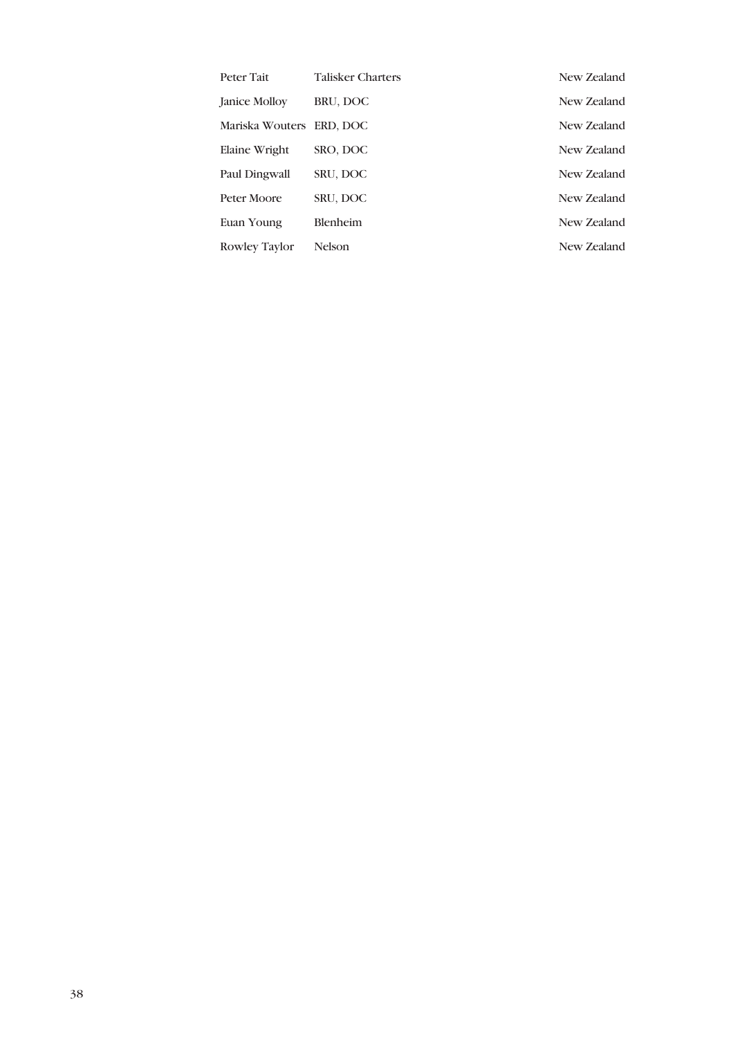| | | |
|---|---|---|
| Peter Tait | Talisker Charters | New Zealand |
| Janice Molloy | BRU, DOC | New Zealand |
| Mariska Wouters | ERD, DOC | New Zealand |
| Elaine Wright | SRO, DOC | New Zealand |
| Paul Dingwall | SRU, DOC | New Zealand |
| Peter Moore | SRU, DOC | New Zealand |
| Euan Young | Blenheim | New Zealand |
| Rowley Taylor | Nelson | New Zealand |